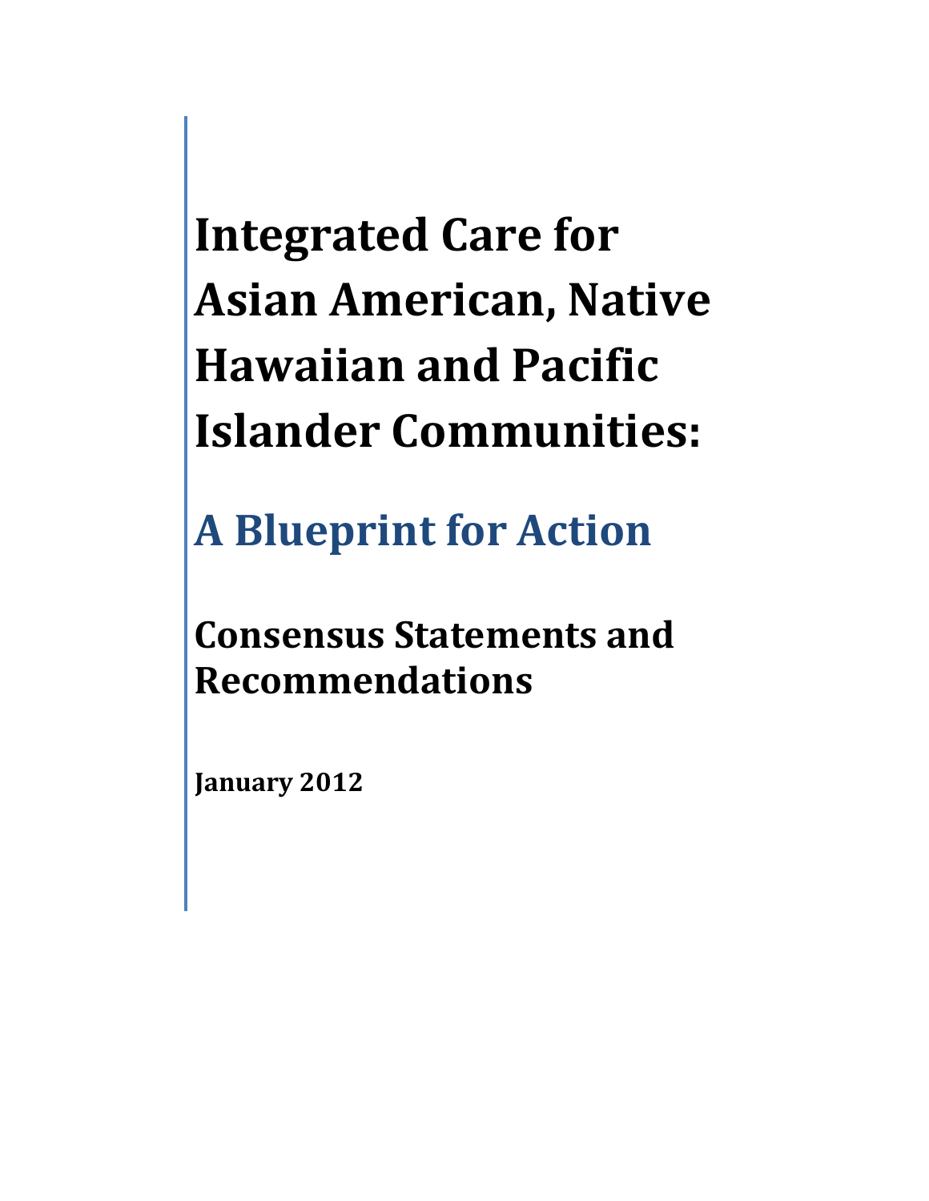# Integrated Care for Asian American, Native Hawaiian and Pacific Islander Communities:

## A Blueprint for Action

### Consensus Statements and Recommendations

**January 2012**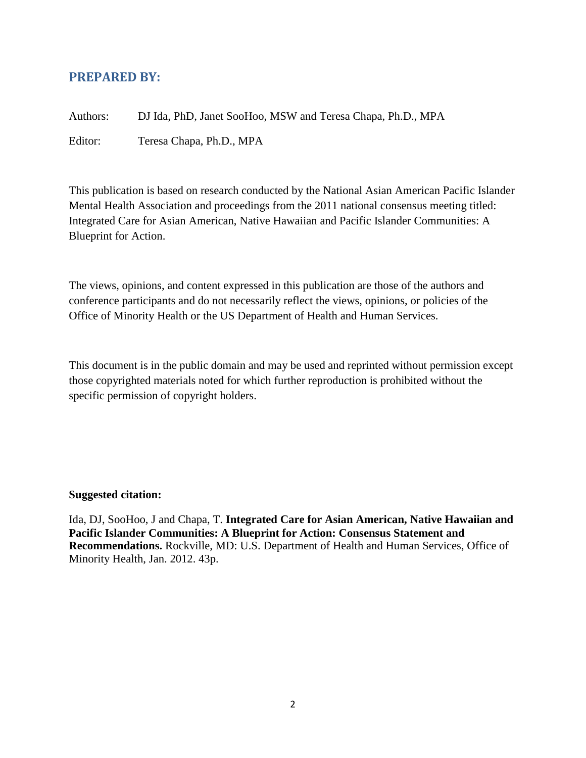## PREPARED BY:

Authors: DJ Ida, PhD, Janet SooHoo, MSW and Teresa Chapa, Ph.D., MPA

Editor: Teresa Chapa, Ph.D., MPA

This publication is based on research conducted by the National Asian American Pacific Islander Mental Health Association and proceedings from the 2011 national consensus meeting titled: Integrated Care for Asian American, Native Hawaiian and Pacific Islander Communities: A Blueprint for Action.

The views, opinions, and content expressed in this publication are those of the authors and conference participants and do not necessarily reflect the views, opinions, or policies of the Office of Minority Health or the US Department of Health and Human Services.

This document is in the public domain and may be used and reprinted without permission except those copyrighted materials noted for which further reproduction is prohibited without the specific permission of copyright holders.

**Suggested citation:**

Ida, DJ, SooHoo, J and Chapa, T. **Integrated Care for Asian American, Native Hawaiian and Pacific Islander Communities: A Blueprint for Action: Consensus Statement and Recommendations.** Rockville, MD: U.S. Department of Health and Human Services, Office of Minority Health, Jan. 2012. 43p.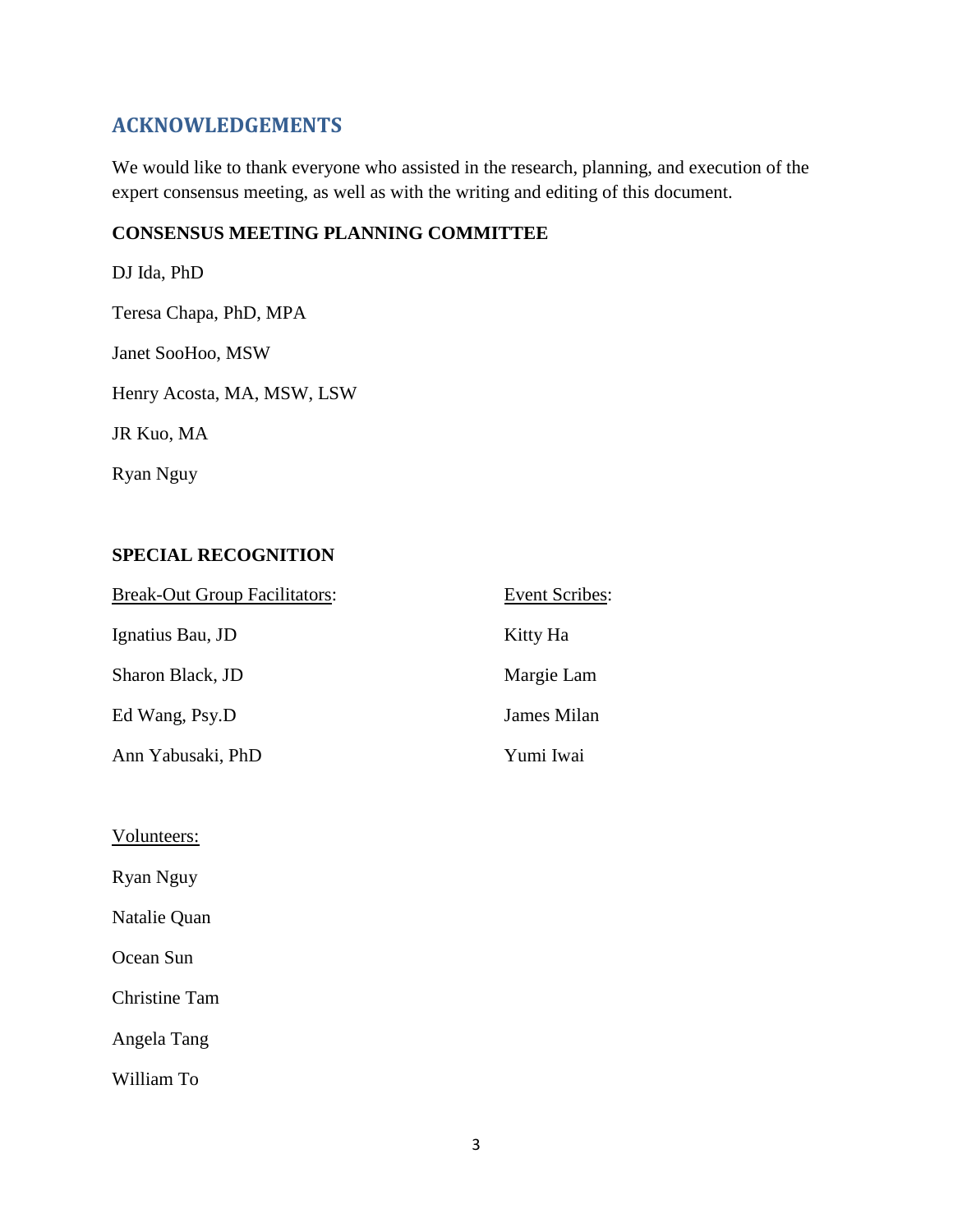## ACKNOWLEDGEMENTS

We would like to thank everyone who assisted in the research, planning, and execution of the expert consensus meeting, as well as with the writing and editing of this document.

### CONSENSUS MEETING PLANNING COMMITTEE

DJ Ida, PhD

Teresa Chapa, PhD, MPA

Janet SooHoo, MSW

Henry Acosta, MA, MSW, LSW

JR Kuo, MA

Ryan Nguy

### SPECIAL RECOGNITION

Break-Out Group Facilitators:

Ignatius Bau, JD

Sharon Black, JD

Ed Wang, Psy.D

Ann Yabusaki, PhD

Event Scribes:

Kitty Ha

Margie Lam

James Milan

Yumi Iwai

Volunteers:

Ryan Nguy

Natalie Quan

Ocean Sun

Christine Tam

Angela Tang

William To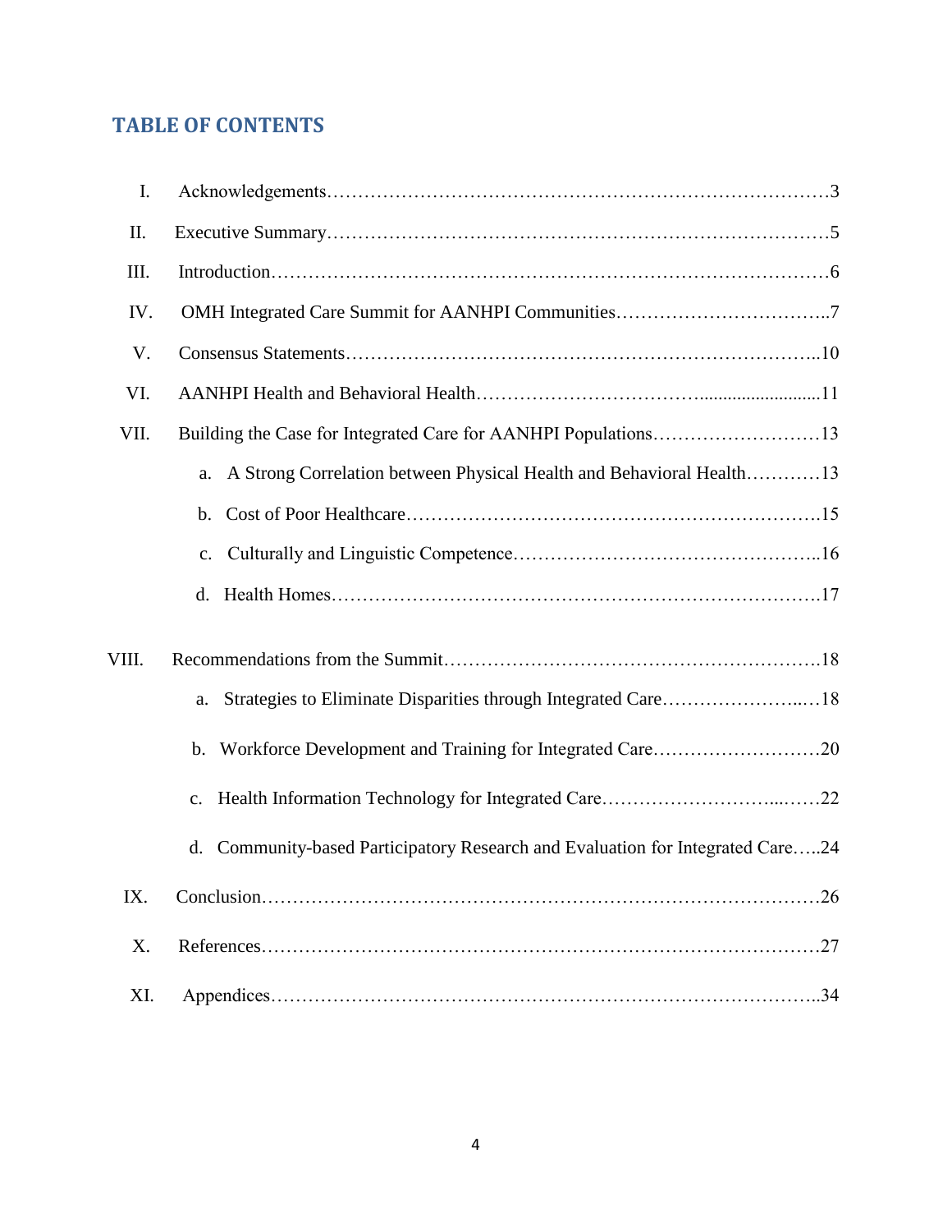## TABLE OF CONTENTS

I. Acknowledgements…………………………………………………………………………3

II. Executive Summary…………………………………………………………………………5

III. Introduction…………………………………………………………………………………6

IV. OMH Integrated Care Summit for AANHPI Communities……………………………..7

V. Consensus Statements………………………………………………………………………..10

VI. AANHPI Health and Behavioral Health……………………………..........................11

VII. Building the Case for Integrated Care for AANHPI Populations………………………13

a. A Strong Correlation between Physical Health and Behavioral Health…………13

b. Cost of Poor Healthcare…………………………………………………………15

c. Culturally and Linguistic Competence…………………………………………..16

d. Health Homes……………………………………………………………………17

VIII. Recommendations from the Summit……………………………………………………18

a. Strategies to Eliminate Disparities through Integrated Care…………………..…18

b. Workforce Development and Training for Integrated Care………………………20

c. Health Information Technology for Integrated Care………………………...……22

d. Community-based Participatory Research and Evaluation for Integrated Care…..24

IX. Conclusion…………………………………………………………………………………26

X. References…………………………………………………………………………………27

XI. Appendices………………………………………………………………………………..34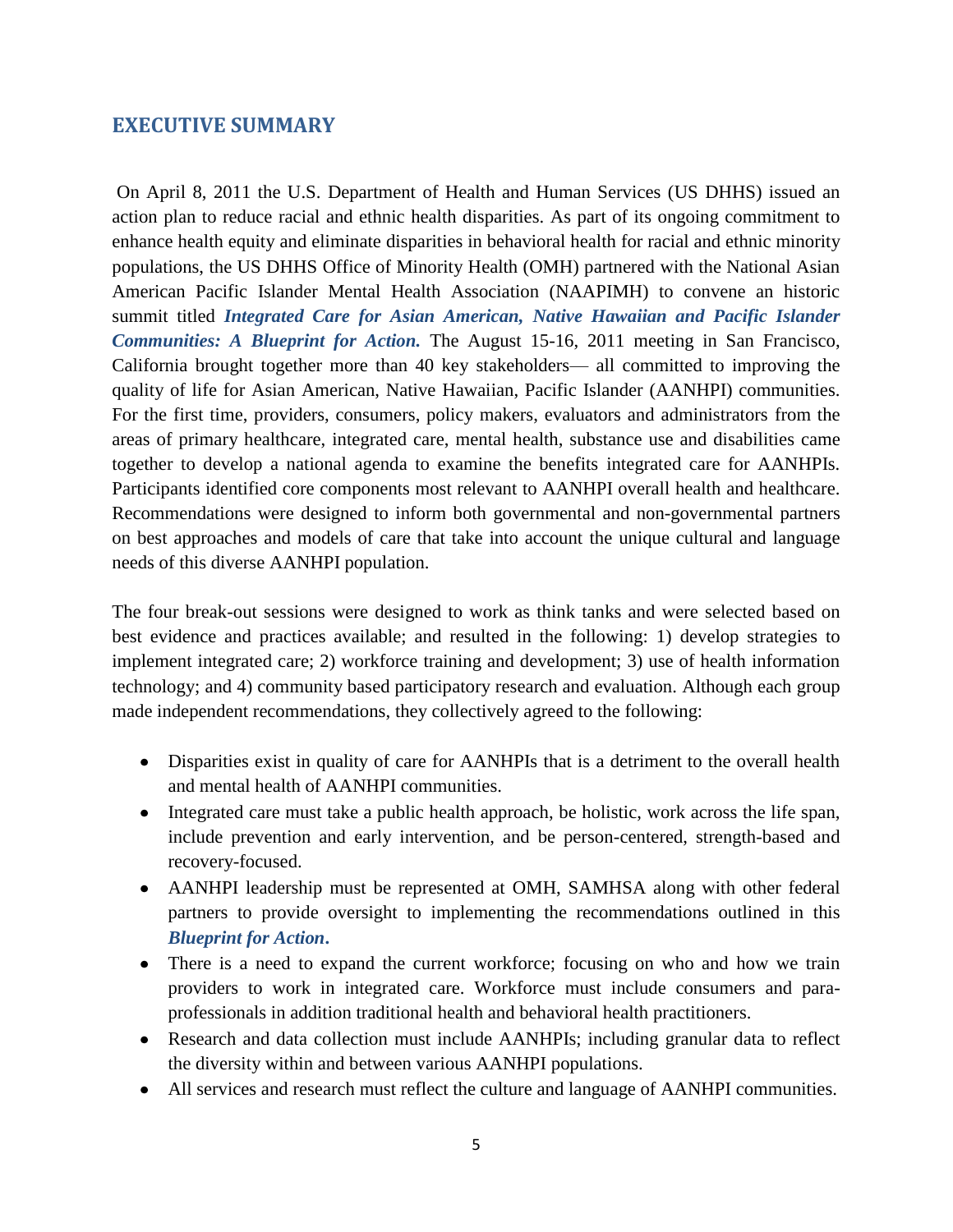## EXECUTIVE SUMMARY

On April 8, 2011 the U.S. Department of Health and Human Services (US DHHS) issued an action plan to reduce racial and ethnic health disparities. As part of its ongoing commitment to enhance health equity and eliminate disparities in behavioral health for racial and ethnic minority populations, the US DHHS Office of Minority Health (OMH) partnered with the National Asian American Pacific Islander Mental Health Association (NAAPIMH) to convene an historic summit titled ***Integrated Care for Asian American, Native Hawaiian and Pacific Islander Communities: A Blueprint for Action.*** The August 15-16, 2011 meeting in San Francisco, California brought together more than 40 key stakeholders— all committed to improving the quality of life for Asian American, Native Hawaiian, Pacific Islander (AANHPI) communities. For the first time, providers, consumers, policy makers, evaluators and administrators from the areas of primary healthcare, integrated care, mental health, substance use and disabilities came together to develop a national agenda to examine the benefits integrated care for AANHPIs. Participants identified core components most relevant to AANHPI overall health and healthcare. Recommendations were designed to inform both governmental and non-governmental partners on best approaches and models of care that take into account the unique cultural and language needs of this diverse AANHPI population.

The four break-out sessions were designed to work as think tanks and were selected based on best evidence and practices available; and resulted in the following: 1) develop strategies to implement integrated care; 2) workforce training and development; 3) use of health information technology; and 4) community based participatory research and evaluation. Although each group made independent recommendations, they collectively agreed to the following:

- Disparities exist in quality of care for AANHPIs that is a detriment to the overall health and mental health of AANHPI communities.
- Integrated care must take a public health approach, be holistic, work across the life span, include prevention and early intervention, and be person-centered, strength-based and recovery-focused.
- AANHPI leadership must be represented at OMH, SAMHSA along with other federal partners to provide oversight to implementing the recommendations outlined in this ***Blueprint for Action***.
- There is a need to expand the current workforce; focusing on who and how we train providers to work in integrated care. Workforce must include consumers and para-professionals in addition traditional health and behavioral health practitioners.
- Research and data collection must include AANHPIs; including granular data to reflect the diversity within and between various AANHPI populations.
- All services and research must reflect the culture and language of AANHPI communities.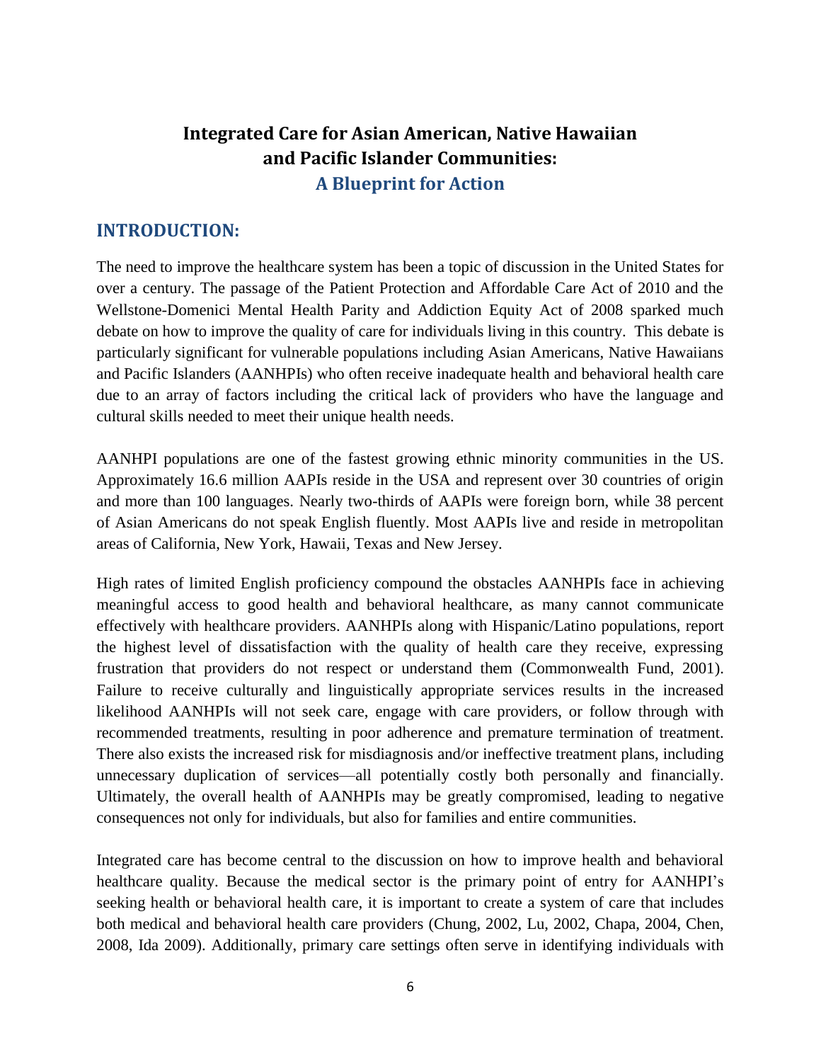# Integrated Care for Asian American, Native Hawaiian and Pacific Islander Communities: A Blueprint for Action

## INTRODUCTION:

The need to improve the healthcare system has been a topic of discussion in the United States for over a century. The passage of the Patient Protection and Affordable Care Act of 2010 and the Wellstone-Domenici Mental Health Parity and Addiction Equity Act of 2008 sparked much debate on how to improve the quality of care for individuals living in this country. This debate is particularly significant for vulnerable populations including Asian Americans, Native Hawaiians and Pacific Islanders (AANHPIs) who often receive inadequate health and behavioral health care due to an array of factors including the critical lack of providers who have the language and cultural skills needed to meet their unique health needs.

AANHPI populations are one of the fastest growing ethnic minority communities in the US. Approximately 16.6 million AAPIs reside in the USA and represent over 30 countries of origin and more than 100 languages. Nearly two-thirds of AAPIs were foreign born, while 38 percent of Asian Americans do not speak English fluently. Most AAPIs live and reside in metropolitan areas of California, New York, Hawaii, Texas and New Jersey.

High rates of limited English proficiency compound the obstacles AANHPIs face in achieving meaningful access to good health and behavioral healthcare, as many cannot communicate effectively with healthcare providers. AANHPIs along with Hispanic/Latino populations, report the highest level of dissatisfaction with the quality of health care they receive, expressing frustration that providers do not respect or understand them (Commonwealth Fund, 2001). Failure to receive culturally and linguistically appropriate services results in the increased likelihood AANHPIs will not seek care, engage with care providers, or follow through with recommended treatments, resulting in poor adherence and premature termination of treatment. There also exists the increased risk for misdiagnosis and/or ineffective treatment plans, including unnecessary duplication of services—all potentially costly both personally and financially. Ultimately, the overall health of AANHPIs may be greatly compromised, leading to negative consequences not only for individuals, but also for families and entire communities.

Integrated care has become central to the discussion on how to improve health and behavioral healthcare quality. Because the medical sector is the primary point of entry for AANHPI's seeking health or behavioral health care, it is important to create a system of care that includes both medical and behavioral health care providers (Chung, 2002, Lu, 2002, Chapa, 2004, Chen, 2008, Ida 2009). Additionally, primary care settings often serve in identifying individuals with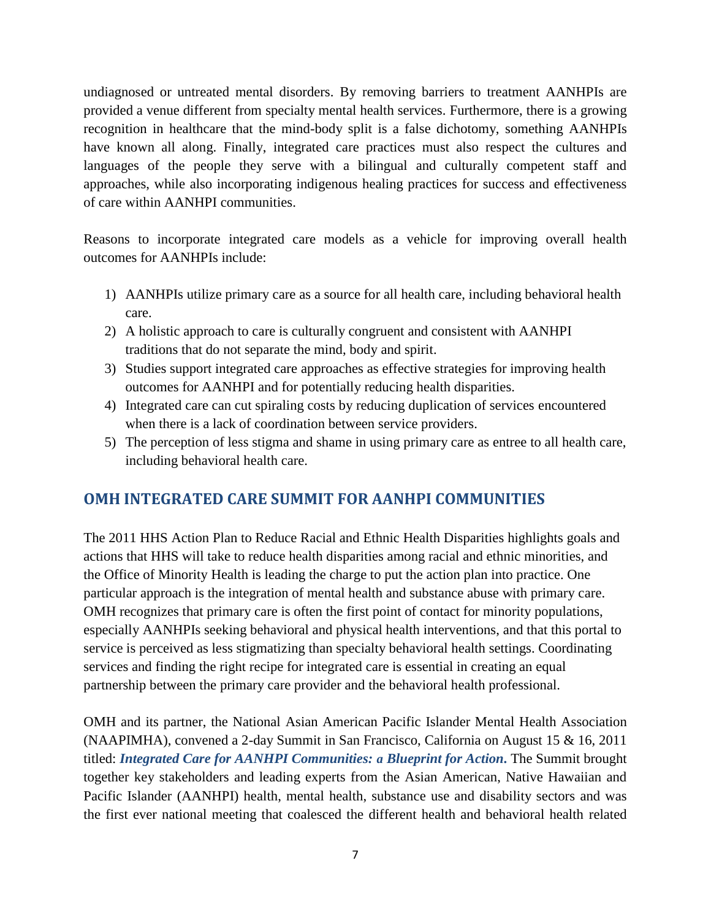undiagnosed or untreated mental disorders. By removing barriers to treatment AANHPIs are provided a venue different from specialty mental health services. Furthermore, there is a growing recognition in healthcare that the mind-body split is a false dichotomy, something AANHPIs have known all along. Finally, integrated care practices must also respect the cultures and languages of the people they serve with a bilingual and culturally competent staff and approaches, while also incorporating indigenous healing practices for success and effectiveness of care within AANHPI communities.

Reasons to incorporate integrated care models as a vehicle for improving overall health outcomes for AANHPIs include:

1) AANHPIs utilize primary care as a source for all health care, including behavioral health care.
2) A holistic approach to care is culturally congruent and consistent with AANHPI traditions that do not separate the mind, body and spirit.
3) Studies support integrated care approaches as effective strategies for improving health outcomes for AANHPI and for potentially reducing health disparities.
4) Integrated care can cut spiraling costs by reducing duplication of services encountered when there is a lack of coordination between service providers.
5) The perception of less stigma and shame in using primary care as entree to all health care, including behavioral health care.

## OMH INTEGRATED CARE SUMMIT FOR AANHPI COMMUNITIES

The 2011 HHS Action Plan to Reduce Racial and Ethnic Health Disparities highlights goals and actions that HHS will take to reduce health disparities among racial and ethnic minorities, and the Office of Minority Health is leading the charge to put the action plan into practice. One particular approach is the integration of mental health and substance abuse with primary care. OMH recognizes that primary care is often the first point of contact for minority populations, especially AANHPIs seeking behavioral and physical health interventions, and that this portal to service is perceived as less stigmatizing than specialty behavioral health settings. Coordinating services and finding the right recipe for integrated care is essential in creating an equal partnership between the primary care provider and the behavioral health professional.

OMH and its partner, the National Asian American Pacific Islander Mental Health Association (NAAPIMHA), convened a 2-day Summit in San Francisco, California on August 15 & 16, 2011 titled: ***Integrated Care for AANHPI Communities: a Blueprint for Action***. The Summit brought together key stakeholders and leading experts from the Asian American, Native Hawaiian and Pacific Islander (AANHPI) health, mental health, substance use and disability sectors and was the first ever national meeting that coalesced the different health and behavioral health related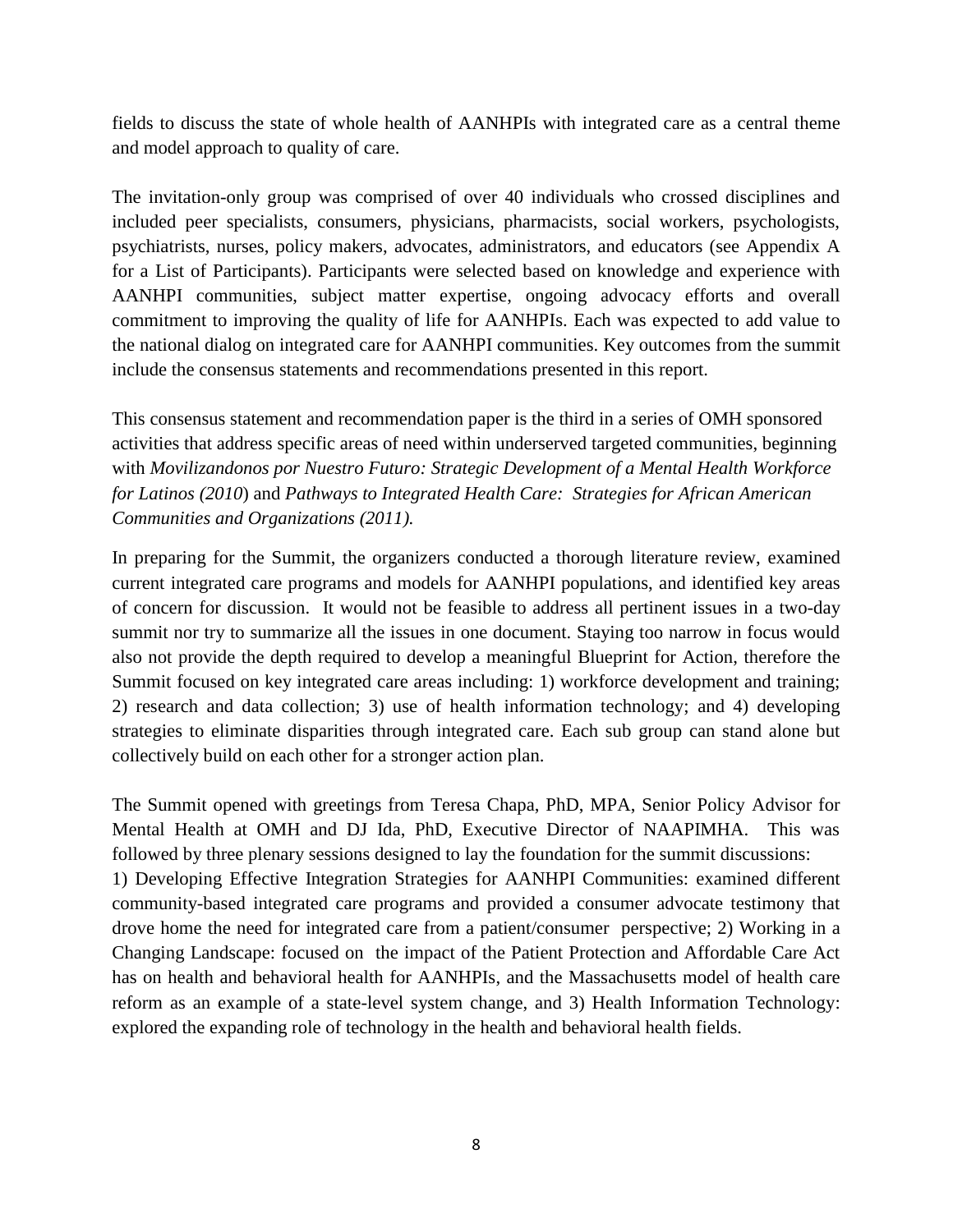fields to discuss the state of whole health of AANHPIs with integrated care as a central theme and model approach to quality of care.

The invitation-only group was comprised of over 40 individuals who crossed disciplines and included peer specialists, consumers, physicians, pharmacists, social workers, psychologists, psychiatrists, nurses, policy makers, advocates, administrators, and educators (see Appendix A for a List of Participants). Participants were selected based on knowledge and experience with AANHPI communities, subject matter expertise, ongoing advocacy efforts and overall commitment to improving the quality of life for AANHPIs. Each was expected to add value to the national dialog on integrated care for AANHPI communities. Key outcomes from the summit include the consensus statements and recommendations presented in this report.

This consensus statement and recommendation paper is the third in a series of OMH sponsored activities that address specific areas of need within underserved targeted communities, beginning with *Movilizandonos por Nuestro Futuro: Strategic Development of a Mental Health Workforce for Latinos (2010*) and *Pathways to Integrated Health Care: Strategies for African American Communities and Organizations (2011).*

In preparing for the Summit, the organizers conducted a thorough literature review, examined current integrated care programs and models for AANHPI populations, and identified key areas of concern for discussion. It would not be feasible to address all pertinent issues in a two-day summit nor try to summarize all the issues in one document. Staying too narrow in focus would also not provide the depth required to develop a meaningful Blueprint for Action, therefore the Summit focused on key integrated care areas including: 1) workforce development and training; 2) research and data collection; 3) use of health information technology; and 4) developing strategies to eliminate disparities through integrated care. Each sub group can stand alone but collectively build on each other for a stronger action plan.

The Summit opened with greetings from Teresa Chapa, PhD, MPA, Senior Policy Advisor for Mental Health at OMH and DJ Ida, PhD, Executive Director of NAAPIMHA. This was followed by three plenary sessions designed to lay the foundation for the summit discussions:
1) Developing Effective Integration Strategies for AANHPI Communities: examined different community-based integrated care programs and provided a consumer advocate testimony that drove home the need for integrated care from a patient/consumer perspective; 2) Working in a Changing Landscape: focused on the impact of the Patient Protection and Affordable Care Act has on health and behavioral health for AANHPIs, and the Massachusetts model of health care reform as an example of a state-level system change, and 3) Health Information Technology: explored the expanding role of technology in the health and behavioral health fields.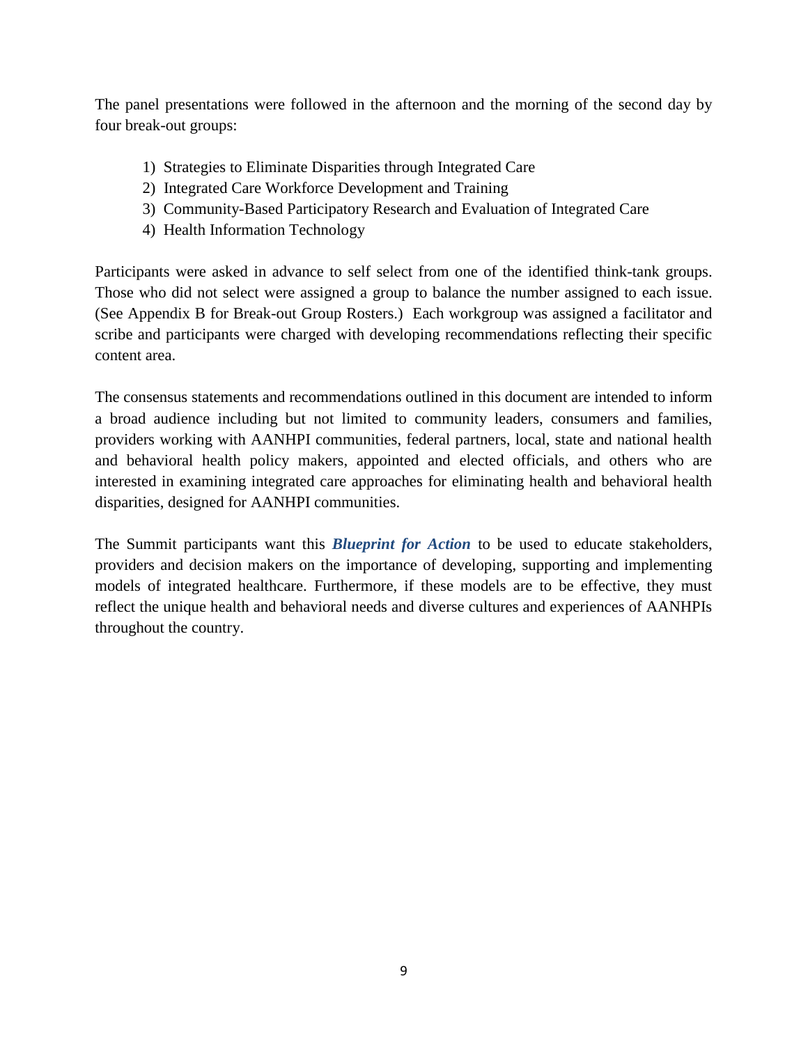The panel presentations were followed in the afternoon and the morning of the second day by four break-out groups:

1) Strategies to Eliminate Disparities through Integrated Care
2) Integrated Care Workforce Development and Training
3) Community-Based Participatory Research and Evaluation of Integrated Care
4) Health Information Technology

Participants were asked in advance to self select from one of the identified think-tank groups. Those who did not select were assigned a group to balance the number assigned to each issue. (See Appendix B for Break-out Group Rosters.) Each workgroup was assigned a facilitator and scribe and participants were charged with developing recommendations reflecting their specific content area.

The consensus statements and recommendations outlined in this document are intended to inform a broad audience including but not limited to community leaders, consumers and families, providers working with AANHPI communities, federal partners, local, state and national health and behavioral health policy makers, appointed and elected officials, and others who are interested in examining integrated care approaches for eliminating health and behavioral health disparities, designed for AANHPI communities.

The Summit participants want this ***Blueprint for Action*** to be used to educate stakeholders, providers and decision makers on the importance of developing, supporting and implementing models of integrated healthcare. Furthermore, if these models are to be effective, they must reflect the unique health and behavioral needs and diverse cultures and experiences of AANHPIs throughout the country.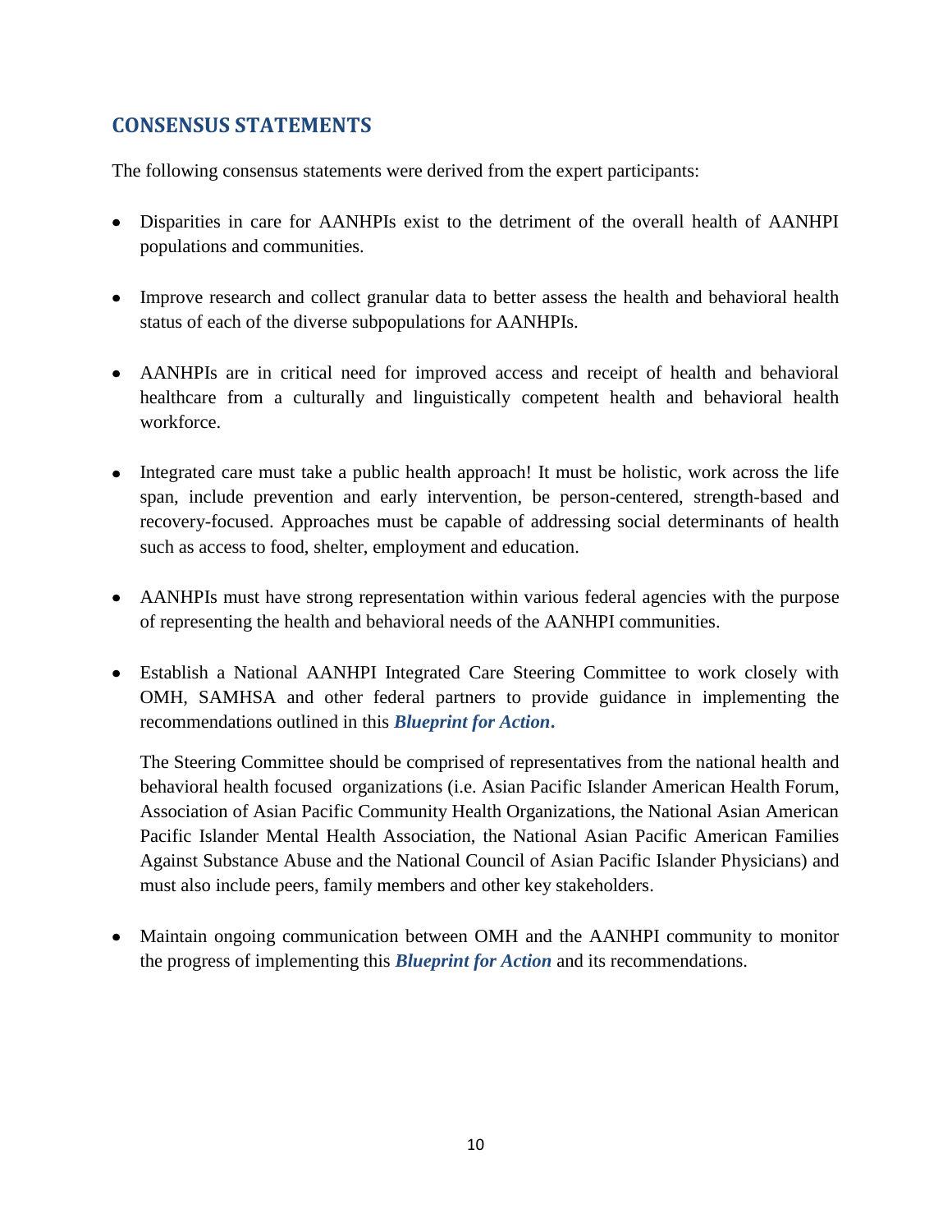## CONSENSUS STATEMENTS

The following consensus statements were derived from the expert participants:

- Disparities in care for AANHPIs exist to the detriment of the overall health of AANHPI populations and communities.

- Improve research and collect granular data to better assess the health and behavioral health status of each of the diverse subpopulations for AANHPIs.

- AANHPIs are in critical need for improved access and receipt of health and behavioral healthcare from a culturally and linguistically competent health and behavioral health workforce.

- Integrated care must take a public health approach! It must be holistic, work across the life span, include prevention and early intervention, be person-centered, strength-based and recovery-focused. Approaches must be capable of addressing social determinants of health such as access to food, shelter, employment and education.

- AANHPIs must have strong representation within various federal agencies with the purpose of representing the health and behavioral needs of the AANHPI communities.

- Establish a National AANHPI Integrated Care Steering Committee to work closely with OMH, SAMHSA and other federal partners to provide guidance in implementing the recommendations outlined in this ***Blueprint for Action*.**

  The Steering Committee should be comprised of representatives from the national health and behavioral health focused organizations (i.e. Asian Pacific Islander American Health Forum, Association of Asian Pacific Community Health Organizations, the National Asian American Pacific Islander Mental Health Association, the National Asian Pacific American Families Against Substance Abuse and the National Council of Asian Pacific Islander Physicians) and must also include peers, family members and other key stakeholders.

- Maintain ongoing communication between OMH and the AANHPI community to monitor the progress of implementing this ***Blueprint for Action*** and its recommendations.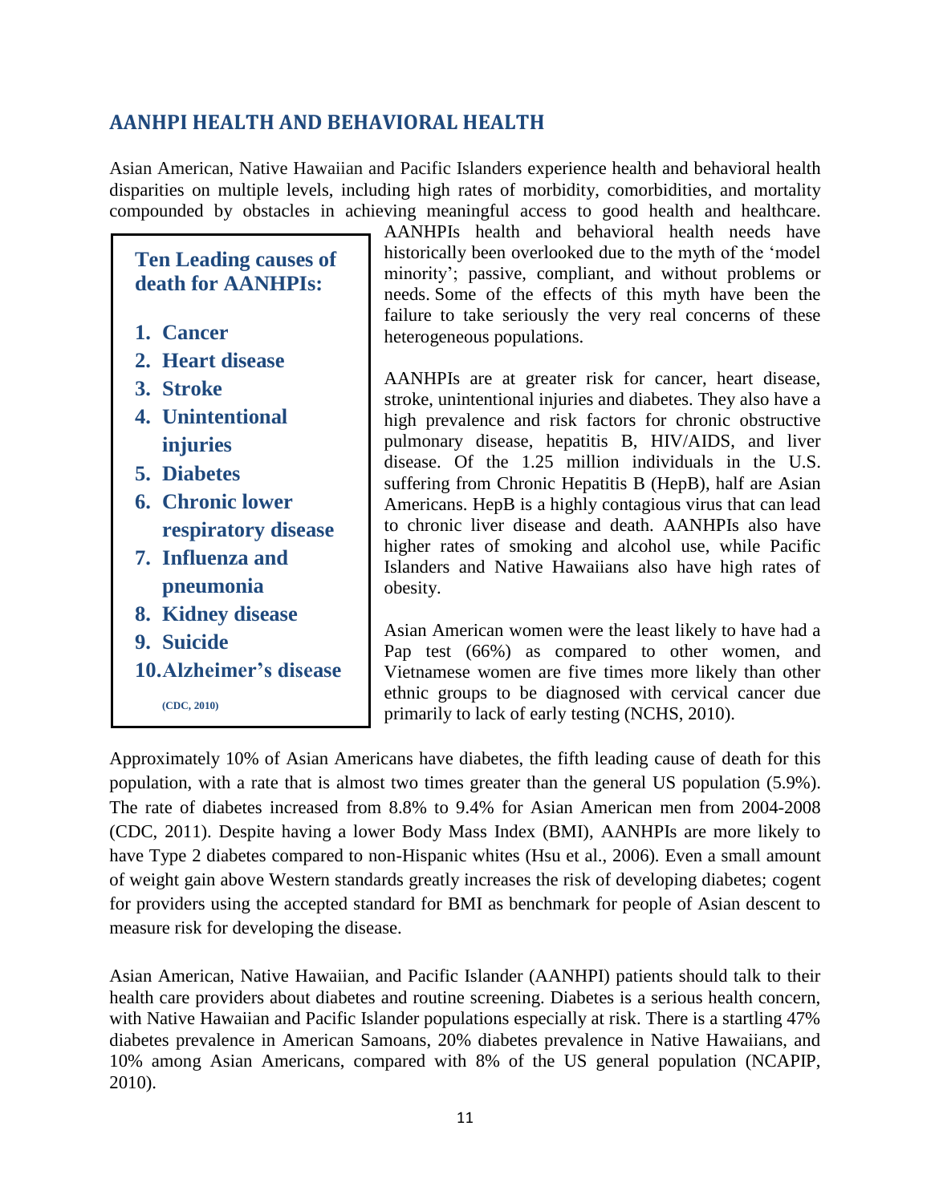## AANHPI HEALTH AND BEHAVIORAL HEALTH

Asian American, Native Hawaiian and Pacific Islanders experience health and behavioral health disparities on multiple levels, including high rates of morbidity, comorbidities, and mortality compounded by obstacles in achieving meaningful access to good health and healthcare. AANHPIs health and behavioral health needs have historically been overlooked due to the myth of the 'model minority'; passive, compliant, and without problems or needs. Some of the effects of this myth have been the failure to take seriously the very real concerns of these heterogeneous populations.

**Ten Leading causes of death for AANHPIs:**

1. **Cancer**
2. **Heart disease**
3. **Stroke**
4. **Unintentional injuries**
5. **Diabetes**
6. **Chronic lower respiratory disease**
7. **Influenza and pneumonia**
8. **Kidney disease**
9. **Suicide**
10. **Alzheimer's disease**

**(CDC, 2010)**

AANHPIs are at greater risk for cancer, heart disease, stroke, unintentional injuries and diabetes. They also have a high prevalence and risk factors for chronic obstructive pulmonary disease, hepatitis B, HIV/AIDS, and liver disease. Of the 1.25 million individuals in the U.S. suffering from Chronic Hepatitis B (HepB), half are Asian Americans. HepB is a highly contagious virus that can lead to chronic liver disease and death. AANHPIs also have higher rates of smoking and alcohol use, while Pacific Islanders and Native Hawaiians also have high rates of obesity.

Asian American women were the least likely to have had a Pap test (66%) as compared to other women, and Vietnamese women are five times more likely than other ethnic groups to be diagnosed with cervical cancer due primarily to lack of early testing (NCHS, 2010).

Approximately 10% of Asian Americans have diabetes, the fifth leading cause of death for this population, with a rate that is almost two times greater than the general US population (5.9%). The rate of diabetes increased from 8.8% to 9.4% for Asian American men from 2004-2008 (CDC, 2011). Despite having a lower Body Mass Index (BMI), AANHPIs are more likely to have Type 2 diabetes compared to non-Hispanic whites (Hsu et al., 2006). Even a small amount of weight gain above Western standards greatly increases the risk of developing diabetes; cogent for providers using the accepted standard for BMI as benchmark for people of Asian descent to measure risk for developing the disease.

Asian American, Native Hawaiian, and Pacific Islander (AANHPI) patients should talk to their health care providers about diabetes and routine screening. Diabetes is a serious health concern, with Native Hawaiian and Pacific Islander populations especially at risk. There is a startling 47% diabetes prevalence in American Samoans, 20% diabetes prevalence in Native Hawaiians, and 10% among Asian Americans, compared with 8% of the US general population (NCAPIP, 2010).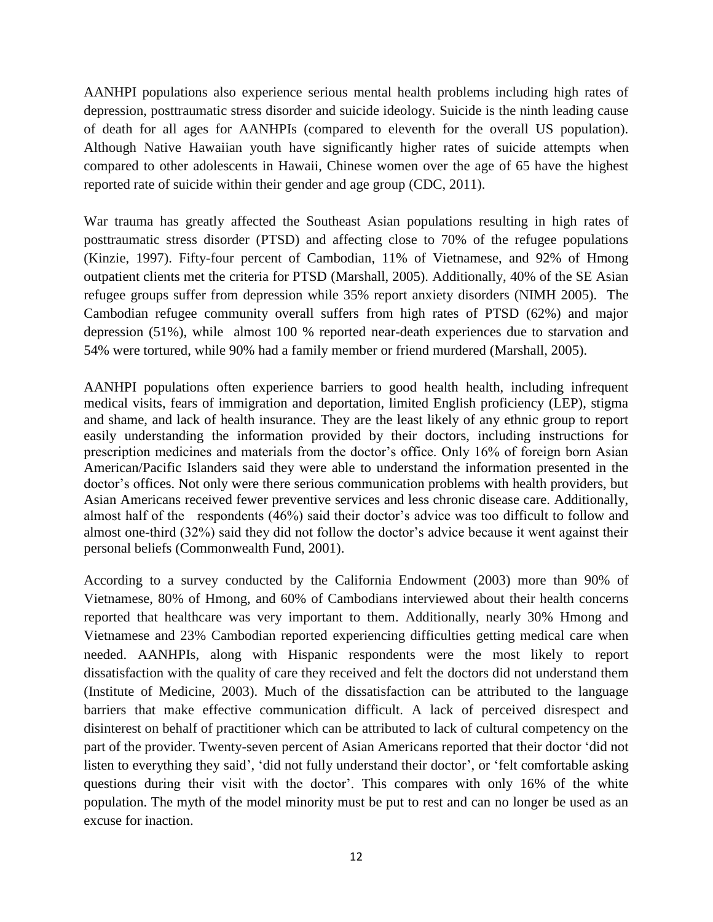AANHPI populations also experience serious mental health problems including high rates of depression, posttraumatic stress disorder and suicide ideology. Suicide is the ninth leading cause of death for all ages for AANHPIs (compared to eleventh for the overall US population). Although Native Hawaiian youth have significantly higher rates of suicide attempts when compared to other adolescents in Hawaii, Chinese women over the age of 65 have the highest reported rate of suicide within their gender and age group (CDC, 2011).

War trauma has greatly affected the Southeast Asian populations resulting in high rates of posttraumatic stress disorder (PTSD) and affecting close to 70% of the refugee populations (Kinzie, 1997). Fifty-four percent of Cambodian, 11% of Vietnamese, and 92% of Hmong outpatient clients met the criteria for PTSD (Marshall, 2005). Additionally, 40% of the SE Asian refugee groups suffer from depression while 35% report anxiety disorders (NIMH 2005). The Cambodian refugee community overall suffers from high rates of PTSD (62%) and major depression (51%), while almost 100 % reported near-death experiences due to starvation and 54% were tortured, while 90% had a family member or friend murdered (Marshall, 2005).

AANHPI populations often experience barriers to good health health, including infrequent medical visits, fears of immigration and deportation, limited English proficiency (LEP), stigma and shame, and lack of health insurance. They are the least likely of any ethnic group to report easily understanding the information provided by their doctors, including instructions for prescription medicines and materials from the doctor's office. Only 16% of foreign born Asian American/Pacific Islanders said they were able to understand the information presented in the doctor's offices. Not only were there serious communication problems with health providers, but Asian Americans received fewer preventive services and less chronic disease care. Additionally, almost half of the respondents (46%) said their doctor's advice was too difficult to follow and almost one-third (32%) said they did not follow the doctor's advice because it went against their personal beliefs (Commonwealth Fund, 2001).

According to a survey conducted by the California Endowment (2003) more than 90% of Vietnamese, 80% of Hmong, and 60% of Cambodians interviewed about their health concerns reported that healthcare was very important to them. Additionally, nearly 30% Hmong and Vietnamese and 23% Cambodian reported experiencing difficulties getting medical care when needed. AANHPIs, along with Hispanic respondents were the most likely to report dissatisfaction with the quality of care they received and felt the doctors did not understand them (Institute of Medicine, 2003). Much of the dissatisfaction can be attributed to the language barriers that make effective communication difficult. A lack of perceived disrespect and disinterest on behalf of practitioner which can be attributed to lack of cultural competency on the part of the provider. Twenty-seven percent of Asian Americans reported that their doctor 'did not listen to everything they said', 'did not fully understand their doctor', or 'felt comfortable asking questions during their visit with the doctor'. This compares with only 16% of the white population. The myth of the model minority must be put to rest and can no longer be used as an excuse for inaction.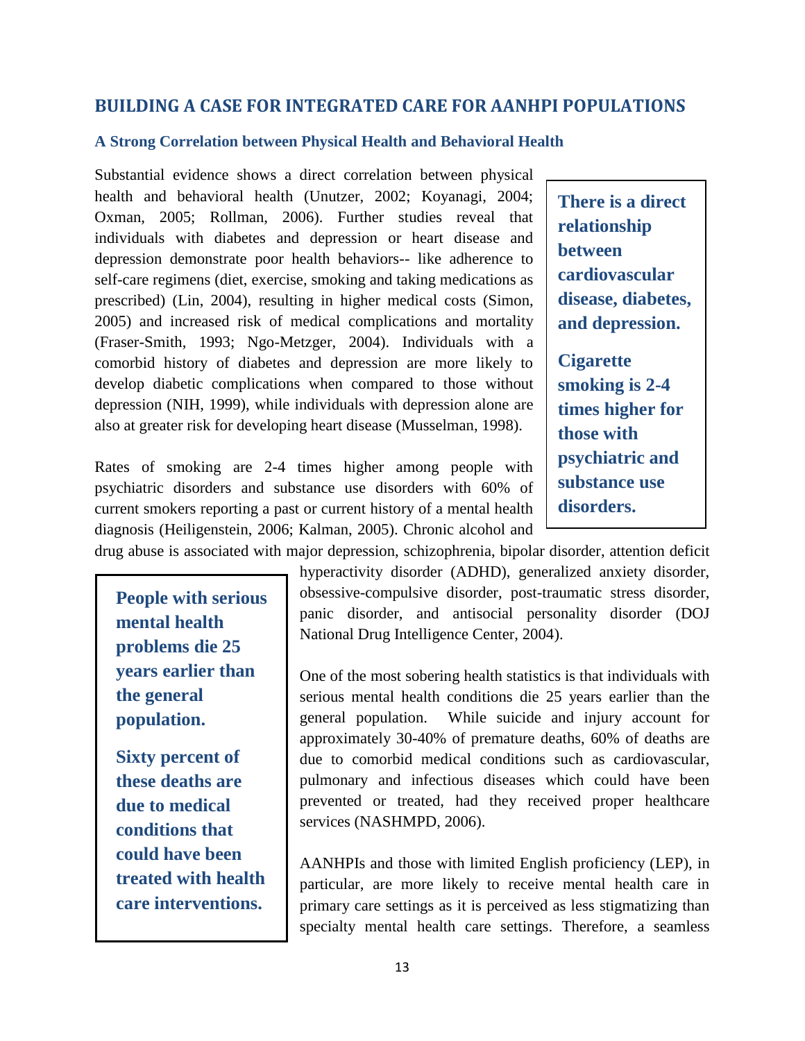## BUILDING A CASE FOR INTEGRATED CARE FOR AANHPI POPULATIONS

### A Strong Correlation between Physical Health and Behavioral Health

Substantial evidence shows a direct correlation between physical health and behavioral health (Unutzer, 2002; Koyanagi, 2004; Oxman, 2005; Rollman, 2006). Further studies reveal that individuals with diabetes and depression or heart disease and depression demonstrate poor health behaviors-- like adherence to self-care regimens (diet, exercise, smoking and taking medications as prescribed) (Lin, 2004), resulting in higher medical costs (Simon, 2005) and increased risk of medical complications and mortality (Fraser-Smith, 1993; Ngo-Metzger, 2004). Individuals with a comorbid history of diabetes and depression are more likely to develop diabetic complications when compared to those without depression (NIH, 1999), while individuals with depression alone are also at greater risk for developing heart disease (Musselman, 1998).

> **There is a direct relationship between cardiovascular disease, diabetes, and depression.**
>
> **Cigarette smoking is 2-4 times higher for those with psychiatric and substance use disorders.**

Rates of smoking are 2-4 times higher among people with psychiatric disorders and substance use disorders with 60% of current smokers reporting a past or current history of a mental health diagnosis (Heiligenstein, 2006; Kalman, 2005). Chronic alcohol and drug abuse is associated with major depression, schizophrenia, bipolar disorder, attention deficit hyperactivity disorder (ADHD), generalized anxiety disorder, obsessive-compulsive disorder, post-traumatic stress disorder, panic disorder, and antisocial personality disorder (DOJ National Drug Intelligence Center, 2004).

> **People with serious mental health problems die 25 years earlier than the general population.**
>
> **Sixty percent of these deaths are due to medical conditions that could have been treated with health care interventions.**

One of the most sobering health statistics is that individuals with serious mental health conditions die 25 years earlier than the general population. While suicide and injury account for approximately 30-40% of premature deaths, 60% of deaths are due to comorbid medical conditions such as cardiovascular, pulmonary and infectious diseases which could have been prevented or treated, had they received proper healthcare services (NASHMPD, 2006).

AANHPIs and those with limited English proficiency (LEP), in particular, are more likely to receive mental health care in primary care settings as it is perceived as less stigmatizing than specialty mental health care settings. Therefore, a seamless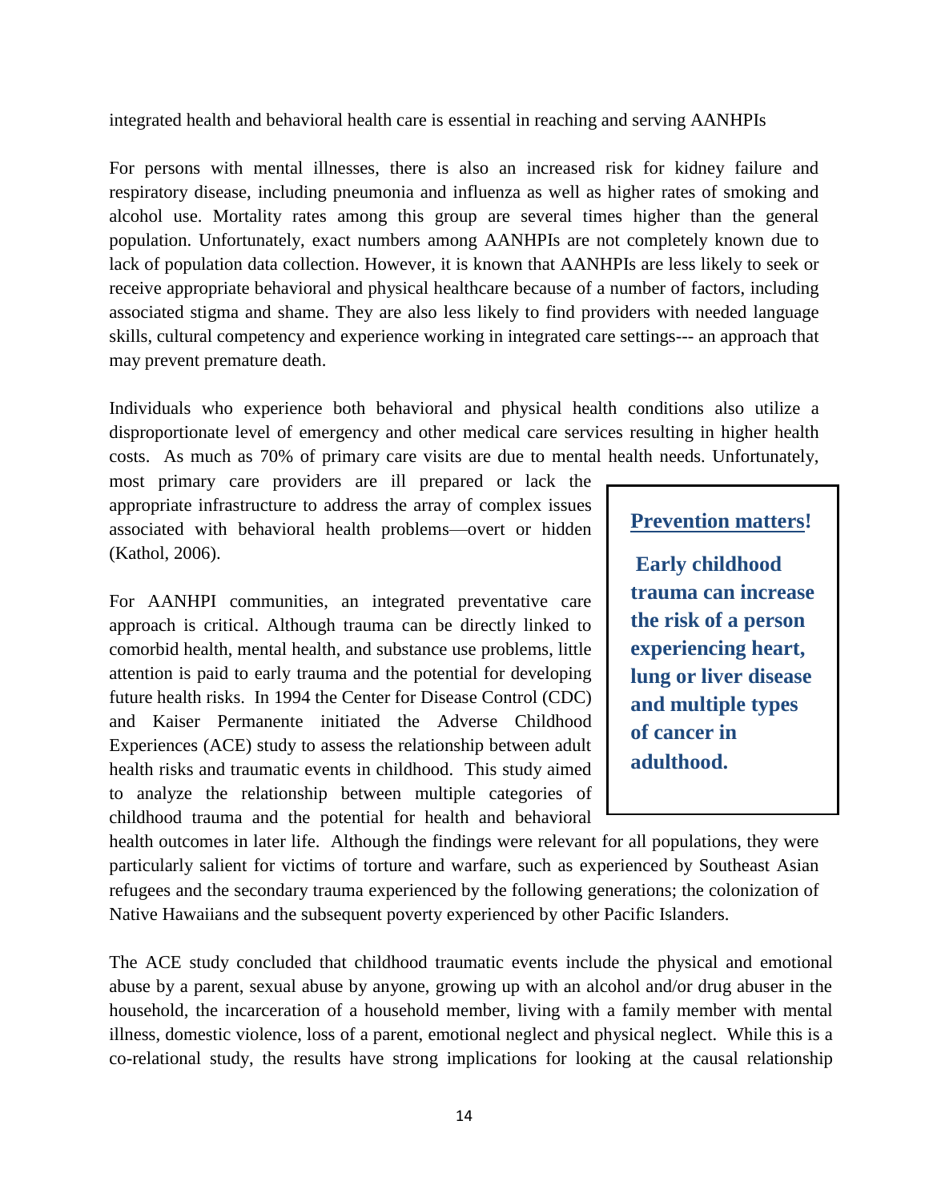integrated health and behavioral health care is essential in reaching and serving AANHPIs

For persons with mental illnesses, there is also an increased risk for kidney failure and respiratory disease, including pneumonia and influenza as well as higher rates of smoking and alcohol use. Mortality rates among this group are several times higher than the general population. Unfortunately, exact numbers among AANHPIs are not completely known due to lack of population data collection. However, it is known that AANHPIs are less likely to seek or receive appropriate behavioral and physical healthcare because of a number of factors, including associated stigma and shame. They are also less likely to find providers with needed language skills, cultural competency and experience working in integrated care settings--- an approach that may prevent premature death.

Individuals who experience both behavioral and physical health conditions also utilize a disproportionate level of emergency and other medical care services resulting in higher health costs. As much as 70% of primary care visits are due to mental health needs. Unfortunately, most primary care providers are ill prepared or lack the appropriate infrastructure to address the array of complex issues associated with behavioral health problems—overt or hidden (Kathol, 2006).

> **Prevention matters!**
>
> **Early childhood trauma can increase the risk of a person experiencing heart, lung or liver disease and multiple types of cancer in adulthood.**

For AANHPI communities, an integrated preventative care approach is critical. Although trauma can be directly linked to comorbid health, mental health, and substance use problems, little attention is paid to early trauma and the potential for developing future health risks. In 1994 the Center for Disease Control (CDC) and Kaiser Permanente initiated the Adverse Childhood Experiences (ACE) study to assess the relationship between adult health risks and traumatic events in childhood. This study aimed to analyze the relationship between multiple categories of childhood trauma and the potential for health and behavioral health outcomes in later life. Although the findings were relevant for all populations, they were particularly salient for victims of torture and warfare, such as experienced by Southeast Asian refugees and the secondary trauma experienced by the following generations; the colonization of Native Hawaiians and the subsequent poverty experienced by other Pacific Islanders.

The ACE study concluded that childhood traumatic events include the physical and emotional abuse by a parent, sexual abuse by anyone, growing up with an alcohol and/or drug abuser in the household, the incarceration of a household member, living with a family member with mental illness, domestic violence, loss of a parent, emotional neglect and physical neglect. While this is a co-relational study, the results have strong implications for looking at the causal relationship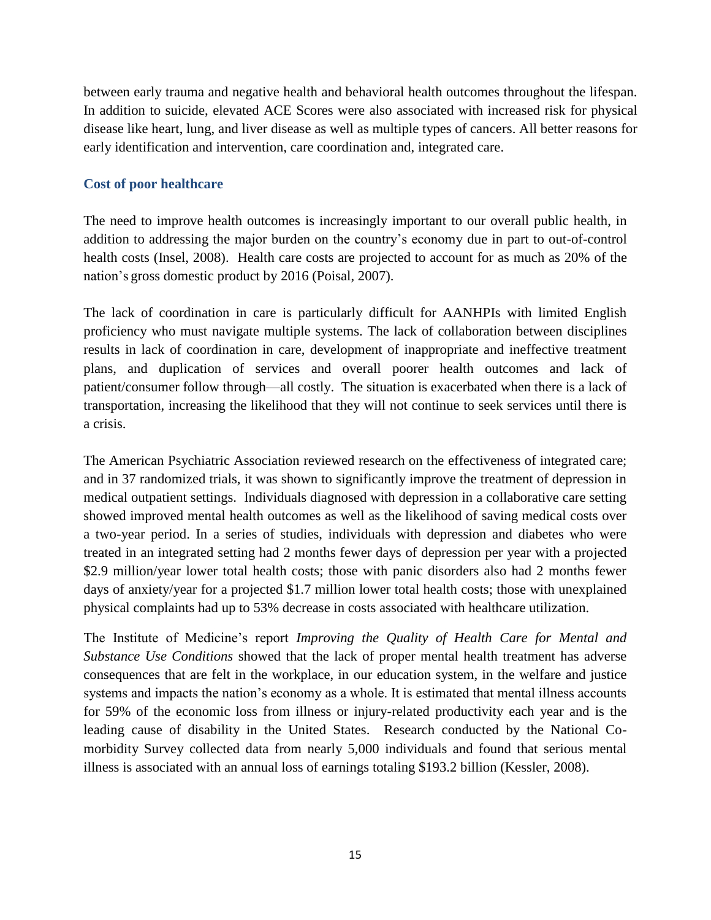between early trauma and negative health and behavioral health outcomes throughout the lifespan. In addition to suicide, elevated ACE Scores were also associated with increased risk for physical disease like heart, lung, and liver disease as well as multiple types of cancers. All better reasons for early identification and intervention, care coordination and, integrated care.

### Cost of poor healthcare

The need to improve health outcomes is increasingly important to our overall public health, in addition to addressing the major burden on the country's economy due in part to out-of-control health costs (Insel, 2008). Health care costs are projected to account for as much as 20% of the nation's gross domestic product by 2016 (Poisal, 2007).

The lack of coordination in care is particularly difficult for AANHPIs with limited English proficiency who must navigate multiple systems. The lack of collaboration between disciplines results in lack of coordination in care, development of inappropriate and ineffective treatment plans, and duplication of services and overall poorer health outcomes and lack of patient/consumer follow through—all costly. The situation is exacerbated when there is a lack of transportation, increasing the likelihood that they will not continue to seek services until there is a crisis.

The American Psychiatric Association reviewed research on the effectiveness of integrated care; and in 37 randomized trials, it was shown to significantly improve the treatment of depression in medical outpatient settings. Individuals diagnosed with depression in a collaborative care setting showed improved mental health outcomes as well as the likelihood of saving medical costs over a two-year period. In a series of studies, individuals with depression and diabetes who were treated in an integrated setting had 2 months fewer days of depression per year with a projected $2.9 million/year lower total health costs; those with panic disorders also had 2 months fewer days of anxiety/year for a projected $1.7 million lower total health costs; those with unexplained physical complaints had up to 53% decrease in costs associated with healthcare utilization.

The Institute of Medicine's report *Improving the Quality of Health Care for Mental and Substance Use Conditions* showed that the lack of proper mental health treatment has adverse consequences that are felt in the workplace, in our education system, in the welfare and justice systems and impacts the nation's economy as a whole. It is estimated that mental illness accounts for 59% of the economic loss from illness or injury-related productivity each year and is the leading cause of disability in the United States. Research conducted by the National Co-morbidity Survey collected data from nearly 5,000 individuals and found that serious mental illness is associated with an annual loss of earnings totaling $193.2 billion (Kessler, 2008).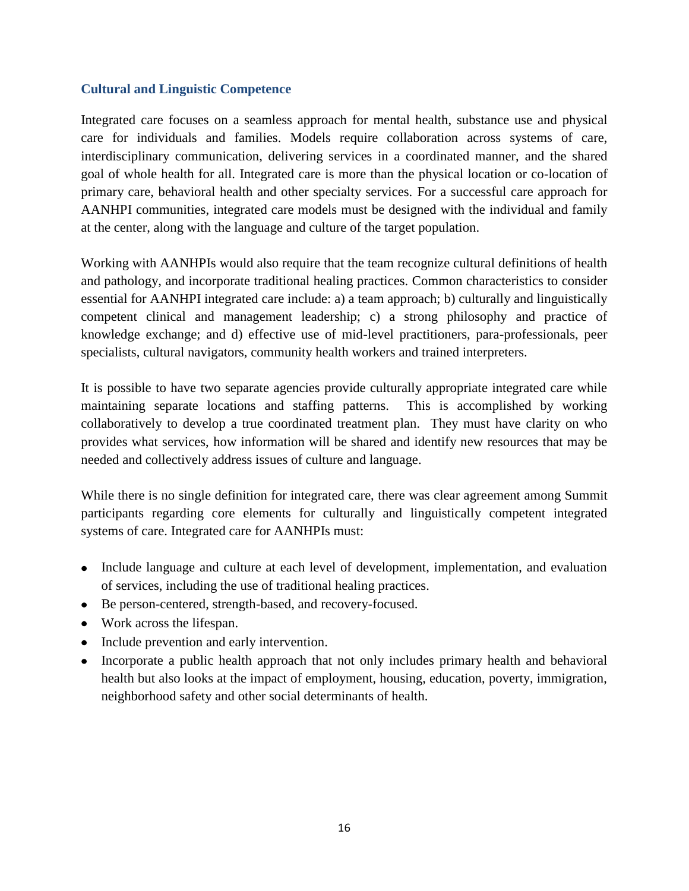### Cultural and Linguistic Competence

Integrated care focuses on a seamless approach for mental health, substance use and physical care for individuals and families. Models require collaboration across systems of care, interdisciplinary communication, delivering services in a coordinated manner, and the shared goal of whole health for all. Integrated care is more than the physical location or co-location of primary care, behavioral health and other specialty services. For a successful care approach for AANHPI communities, integrated care models must be designed with the individual and family at the center, along with the language and culture of the target population.

Working with AANHPIs would also require that the team recognize cultural definitions of health and pathology, and incorporate traditional healing practices. Common characteristics to consider essential for AANHPI integrated care include: a) a team approach; b) culturally and linguistically competent clinical and management leadership; c) a strong philosophy and practice of knowledge exchange; and d) effective use of mid-level practitioners, para-professionals, peer specialists, cultural navigators, community health workers and trained interpreters.

It is possible to have two separate agencies provide culturally appropriate integrated care while maintaining separate locations and staffing patterns. This is accomplished by working collaboratively to develop a true coordinated treatment plan. They must have clarity on who provides what services, how information will be shared and identify new resources that may be needed and collectively address issues of culture and language.

While there is no single definition for integrated care, there was clear agreement among Summit participants regarding core elements for culturally and linguistically competent integrated systems of care. Integrated care for AANHPIs must:

- Include language and culture at each level of development, implementation, and evaluation of services, including the use of traditional healing practices.
- Be person-centered, strength-based, and recovery-focused.
- Work across the lifespan.
- Include prevention and early intervention.
- Incorporate a public health approach that not only includes primary health and behavioral health but also looks at the impact of employment, housing, education, poverty, immigration, neighborhood safety and other social determinants of health.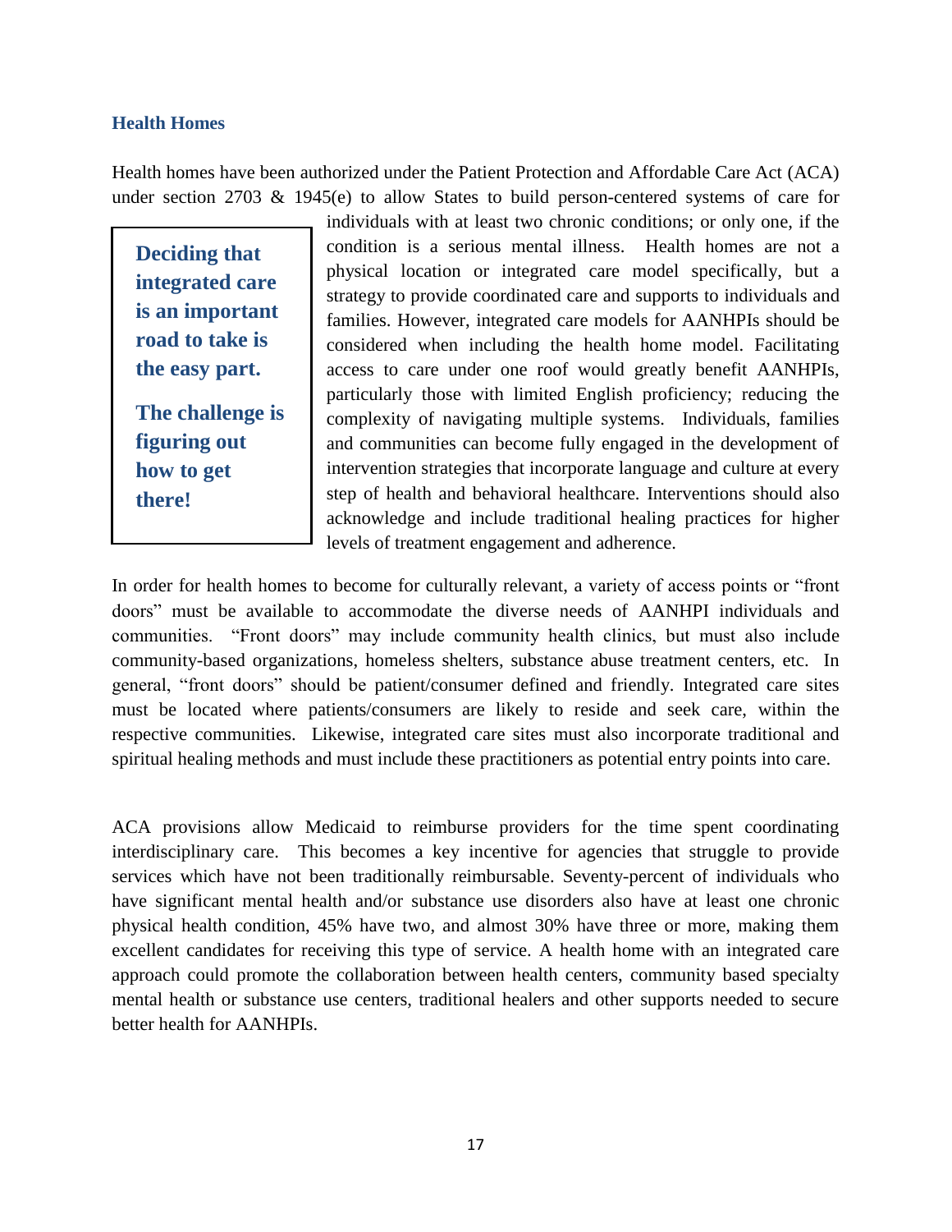## Health Homes

Health homes have been authorized under the Patient Protection and Affordable Care Act (ACA) under section 2703 & 1945(e) to allow States to build person-centered systems of care for individuals with at least two chronic conditions; or only one, if the condition is a serious mental illness. Health homes are not a physical location or integrated care model specifically, but a strategy to provide coordinated care and supports to individuals and families. However, integrated care models for AANHPIs should be considered when including the health home model. Facilitating access to care under one roof would greatly benefit AANHPIs, particularly those with limited English proficiency; reducing the complexity of navigating multiple systems. Individuals, families and communities can become fully engaged in the development of intervention strategies that incorporate language and culture at every step of health and behavioral healthcare. Interventions should also acknowledge and include traditional healing practices for higher levels of treatment engagement and adherence.

> **Deciding that integrated care is an important road to take is the easy part.**
>
> **The challenge is figuring out how to get there!**

In order for health homes to become for culturally relevant, a variety of access points or "front doors" must be available to accommodate the diverse needs of AANHPI individuals and communities. "Front doors" may include community health clinics, but must also include community-based organizations, homeless shelters, substance abuse treatment centers, etc. In general, "front doors" should be patient/consumer defined and friendly. Integrated care sites must be located where patients/consumers are likely to reside and seek care, within the respective communities. Likewise, integrated care sites must also incorporate traditional and spiritual healing methods and must include these practitioners as potential entry points into care.

ACA provisions allow Medicaid to reimburse providers for the time spent coordinating interdisciplinary care. This becomes a key incentive for agencies that struggle to provide services which have not been traditionally reimbursable. Seventy-percent of individuals who have significant mental health and/or substance use disorders also have at least one chronic physical health condition, 45% have two, and almost 30% have three or more, making them excellent candidates for receiving this type of service. A health home with an integrated care approach could promote the collaboration between health centers, community based specialty mental health or substance use centers, traditional healers and other supports needed to secure better health for AANHPIs.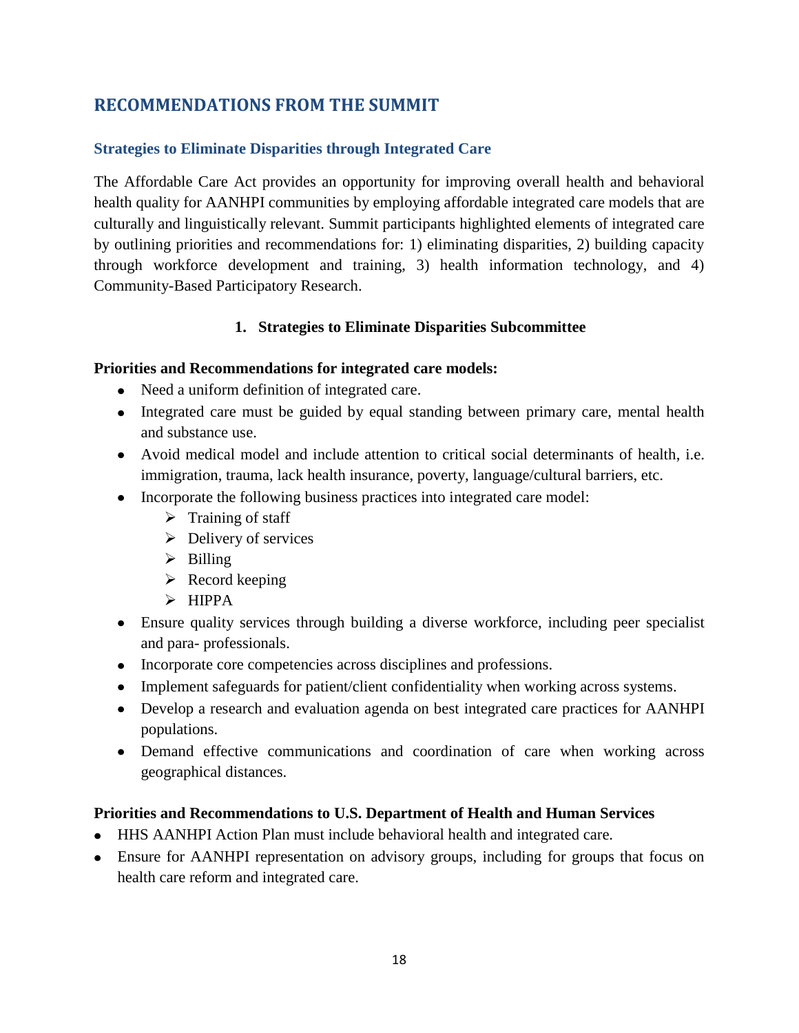## RECOMMENDATIONS FROM THE SUMMIT

### Strategies to Eliminate Disparities through Integrated Care

The Affordable Care Act provides an opportunity for improving overall health and behavioral health quality for AANHPI communities by employing affordable integrated care models that are culturally and linguistically relevant. Summit participants highlighted elements of integrated care by outlining priorities and recommendations for: 1) eliminating disparities, 2) building capacity through workforce development and training, 3) health information technology, and 4) Community-Based Participatory Research.

#### 1. Strategies to Eliminate Disparities Subcommittee

**Priorities and Recommendations for integrated care models:**

- Need a uniform definition of integrated care.
- Integrated care must be guided by equal standing between primary care, mental health and substance use.
- Avoid medical model and include attention to critical social determinants of health, i.e. immigration, trauma, lack health insurance, poverty, language/cultural barriers, etc.
- Incorporate the following business practices into integrated care model:
  - Training of staff
  - Delivery of services
  - Billing
  - Record keeping
  - HIPPA
- Ensure quality services through building a diverse workforce, including peer specialist and para- professionals.
- Incorporate core competencies across disciplines and professions.
- Implement safeguards for patient/client confidentiality when working across systems.
- Develop a research and evaluation agenda on best integrated care practices for AANHPI populations.
- Demand effective communications and coordination of care when working across geographical distances.

**Priorities and Recommendations to U.S. Department of Health and Human Services**

- HHS AANHPI Action Plan must include behavioral health and integrated care.
- Ensure for AANHPI representation on advisory groups, including for groups that focus on health care reform and integrated care.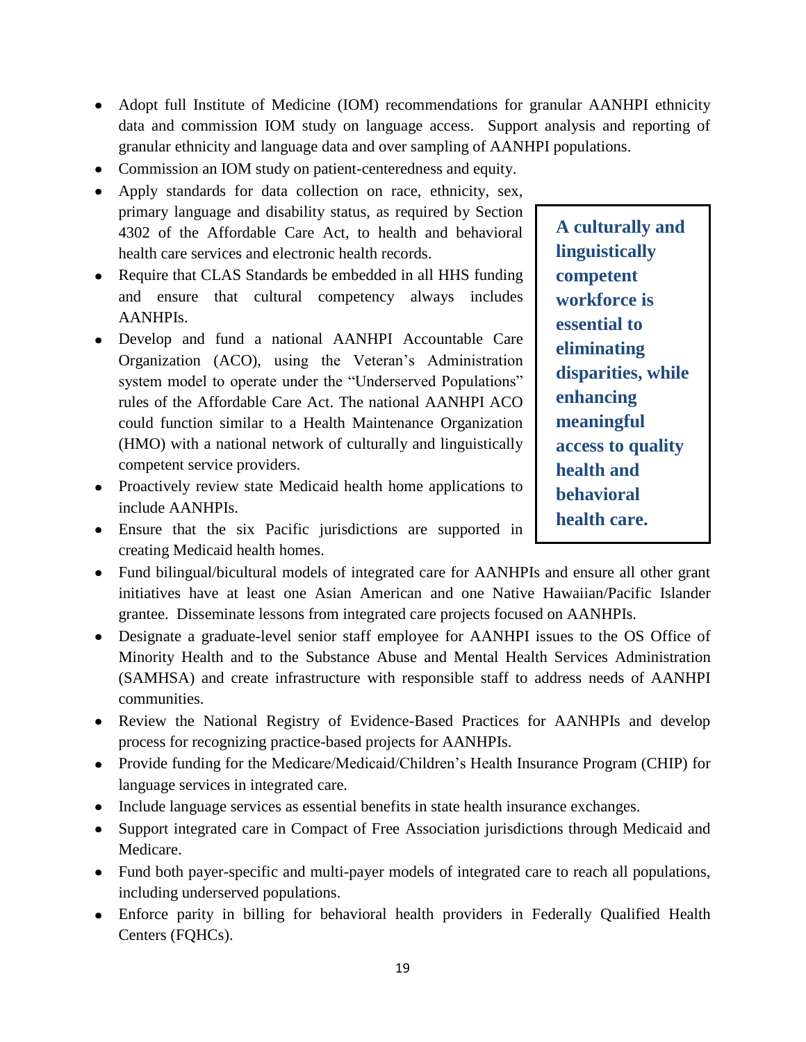- Adopt full Institute of Medicine (IOM) recommendations for granular AANHPI ethnicity data and commission IOM study on language access. Support analysis and reporting of granular ethnicity and language data and over sampling of AANHPI populations.
- Commission an IOM study on patient-centeredness and equity.
- Apply standards for data collection on race, ethnicity, sex, primary language and disability status, as required by Section 4302 of the Affordable Care Act, to health and behavioral health care services and electronic health records.
- Require that CLAS Standards be embedded in all HHS funding and ensure that cultural competency always includes AANHPIs.
- Develop and fund a national AANHPI Accountable Care Organization (ACO), using the Veteran's Administration system model to operate under the "Underserved Populations" rules of the Affordable Care Act. The national AANHPI ACO could function similar to a Health Maintenance Organization (HMO) with a national network of culturally and linguistically competent service providers.
- Proactively review state Medicaid health home applications to include AANHPIs.
- Ensure that the six Pacific jurisdictions are supported in creating Medicaid health homes.

**A culturally and linguistically competent workforce is essential to eliminating disparities, while enhancing meaningful access to quality health and behavioral health care.**

- Fund bilingual/bicultural models of integrated care for AANHPIs and ensure all other grant initiatives have at least one Asian American and one Native Hawaiian/Pacific Islander grantee. Disseminate lessons from integrated care projects focused on AANHPIs.
- Designate a graduate-level senior staff employee for AANHPI issues to the OS Office of Minority Health and to the Substance Abuse and Mental Health Services Administration (SAMHSA) and create infrastructure with responsible staff to address needs of AANHPI communities.
- Review the National Registry of Evidence-Based Practices for AANHPIs and develop process for recognizing practice-based projects for AANHPIs.
- Provide funding for the Medicare/Medicaid/Children's Health Insurance Program (CHIP) for language services in integrated care.
- Include language services as essential benefits in state health insurance exchanges.
- Support integrated care in Compact of Free Association jurisdictions through Medicaid and Medicare.
- Fund both payer-specific and multi-payer models of integrated care to reach all populations, including underserved populations.
- Enforce parity in billing for behavioral health providers in Federally Qualified Health Centers (FQHCs).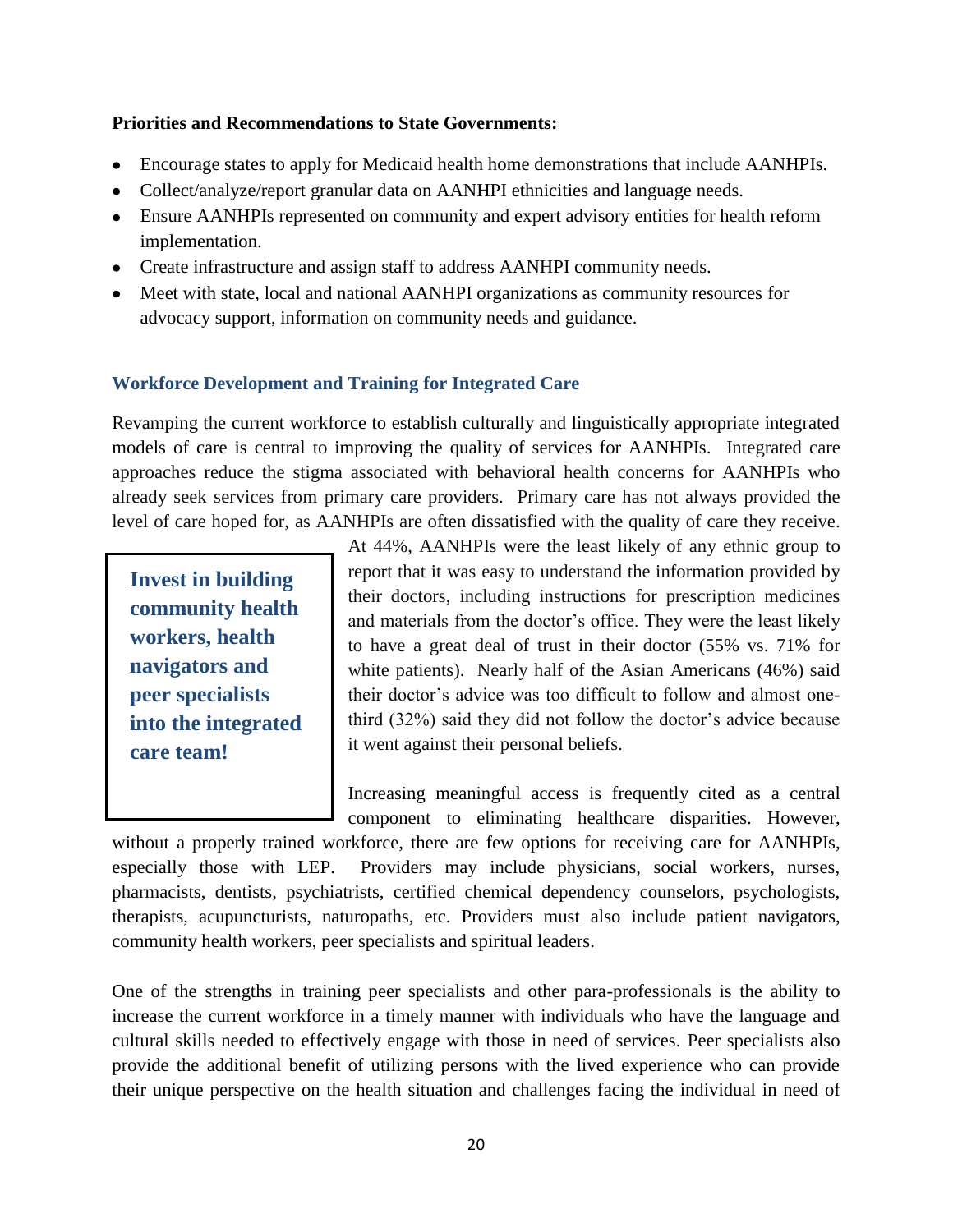**Priorities and Recommendations to State Governments:**

- Encourage states to apply for Medicaid health home demonstrations that include AANHPIs.
- Collect/analyze/report granular data on AANHPI ethnicities and language needs.
- Ensure AANHPIs represented on community and expert advisory entities for health reform implementation.
- Create infrastructure and assign staff to address AANHPI community needs.
- Meet with state, local and national AANHPI organizations as community resources for advocacy support, information on community needs and guidance.

### Workforce Development and Training for Integrated Care

Revamping the current workforce to establish culturally and linguistically appropriate integrated models of care is central to improving the quality of services for AANHPIs. Integrated care approaches reduce the stigma associated with behavioral health concerns for AANHPIs who already seek services from primary care providers. Primary care has not always provided the level of care hoped for, as AANHPIs are often dissatisfied with the quality of care they receive. At 44%, AANHPIs were the least likely of any ethnic group to report that it was easy to understand the information provided by their doctors, including instructions for prescription medicines and materials from the doctor's office. They were the least likely to have a great deal of trust in their doctor (55% vs. 71% for white patients). Nearly half of the Asian Americans (46%) said their doctor's advice was too difficult to follow and almost one-third (32%) said they did not follow the doctor's advice because it went against their personal beliefs.

> **Invest in building community health workers, health navigators and peer specialists into the integrated care team!**

Increasing meaningful access is frequently cited as a central component to eliminating healthcare disparities. However, without a properly trained workforce, there are few options for receiving care for AANHPIs, especially those with LEP. Providers may include physicians, social workers, nurses, pharmacists, dentists, psychiatrists, certified chemical dependency counselors, psychologists, therapists, acupuncturists, naturopaths, etc. Providers must also include patient navigators, community health workers, peer specialists and spiritual leaders.

One of the strengths in training peer specialists and other para-professionals is the ability to increase the current workforce in a timely manner with individuals who have the language and cultural skills needed to effectively engage with those in need of services. Peer specialists also provide the additional benefit of utilizing persons with the lived experience who can provide their unique perspective on the health situation and challenges facing the individual in need of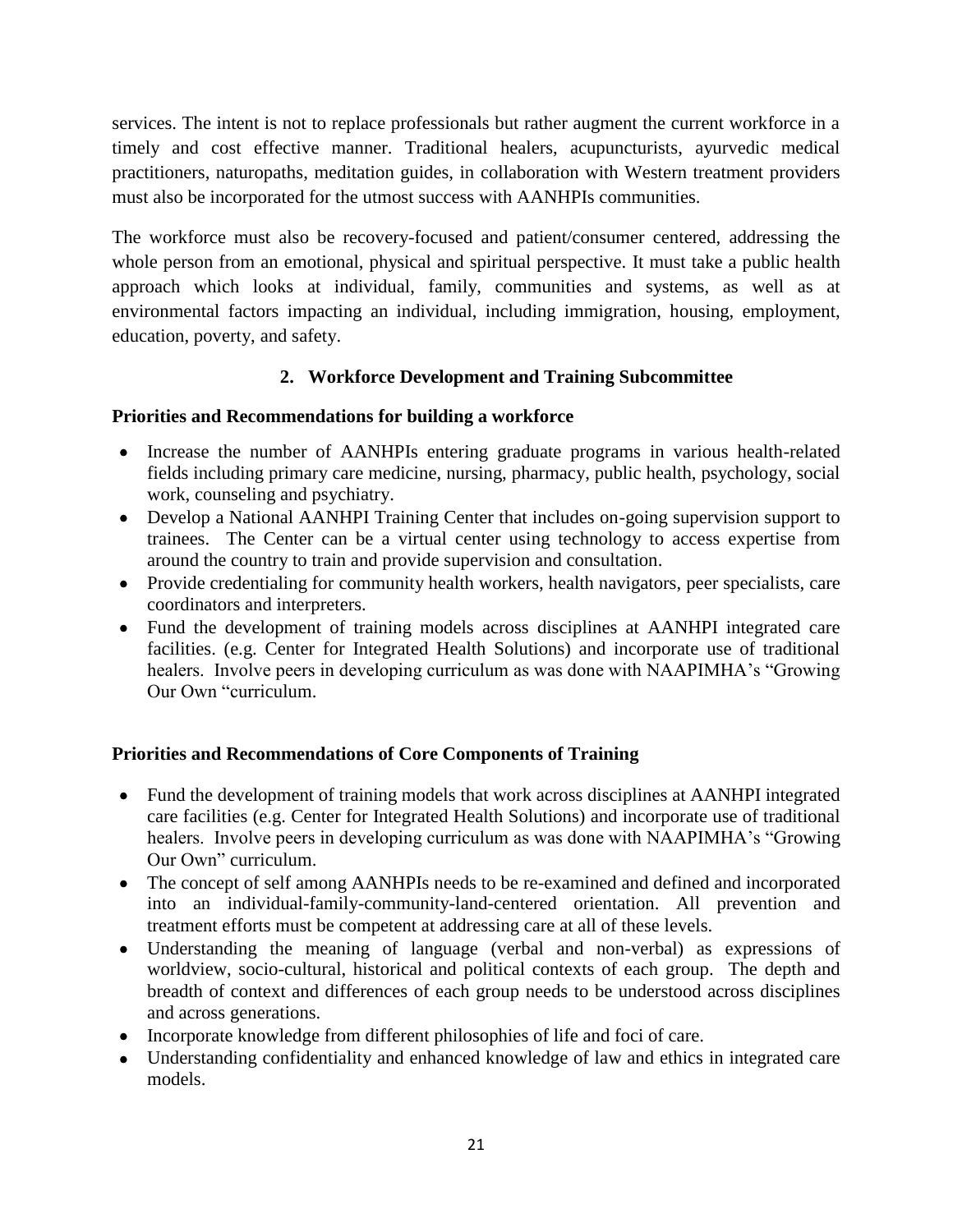services. The intent is not to replace professionals but rather augment the current workforce in a timely and cost effective manner. Traditional healers, acupuncturists, ayurvedic medical practitioners, naturopaths, meditation guides, in collaboration with Western treatment providers must also be incorporated for the utmost success with AANHPIs communities.

The workforce must also be recovery-focused and patient/consumer centered, addressing the whole person from an emotional, physical and spiritual perspective. It must take a public health approach which looks at individual, family, communities and systems, as well as at environmental factors impacting an individual, including immigration, housing, employment, education, poverty, and safety.

### 2. Workforce Development and Training Subcommittee

**Priorities and Recommendations for building a workforce**

- Increase the number of AANHPIs entering graduate programs in various health-related fields including primary care medicine, nursing, pharmacy, public health, psychology, social work, counseling and psychiatry.
- Develop a National AANHPI Training Center that includes on-going supervision support to trainees. The Center can be a virtual center using technology to access expertise from around the country to train and provide supervision and consultation.
- Provide credentialing for community health workers, health navigators, peer specialists, care coordinators and interpreters.
- Fund the development of training models across disciplines at AANHPI integrated care facilities. (e.g. Center for Integrated Health Solutions) and incorporate use of traditional healers. Involve peers in developing curriculum as was done with NAAPIMHA's "Growing Our Own "curriculum.

**Priorities and Recommendations of Core Components of Training**

- Fund the development of training models that work across disciplines at AANHPI integrated care facilities (e.g. Center for Integrated Health Solutions) and incorporate use of traditional healers. Involve peers in developing curriculum as was done with NAAPIMHA's "Growing Our Own" curriculum.
- The concept of self among AANHPIs needs to be re-examined and defined and incorporated into an individual-family-community-land-centered orientation. All prevention and treatment efforts must be competent at addressing care at all of these levels.
- Understanding the meaning of language (verbal and non-verbal) as expressions of worldview, socio-cultural, historical and political contexts of each group. The depth and breadth of context and differences of each group needs to be understood across disciplines and across generations.
- Incorporate knowledge from different philosophies of life and foci of care.
- Understanding confidentiality and enhanced knowledge of law and ethics in integrated care models.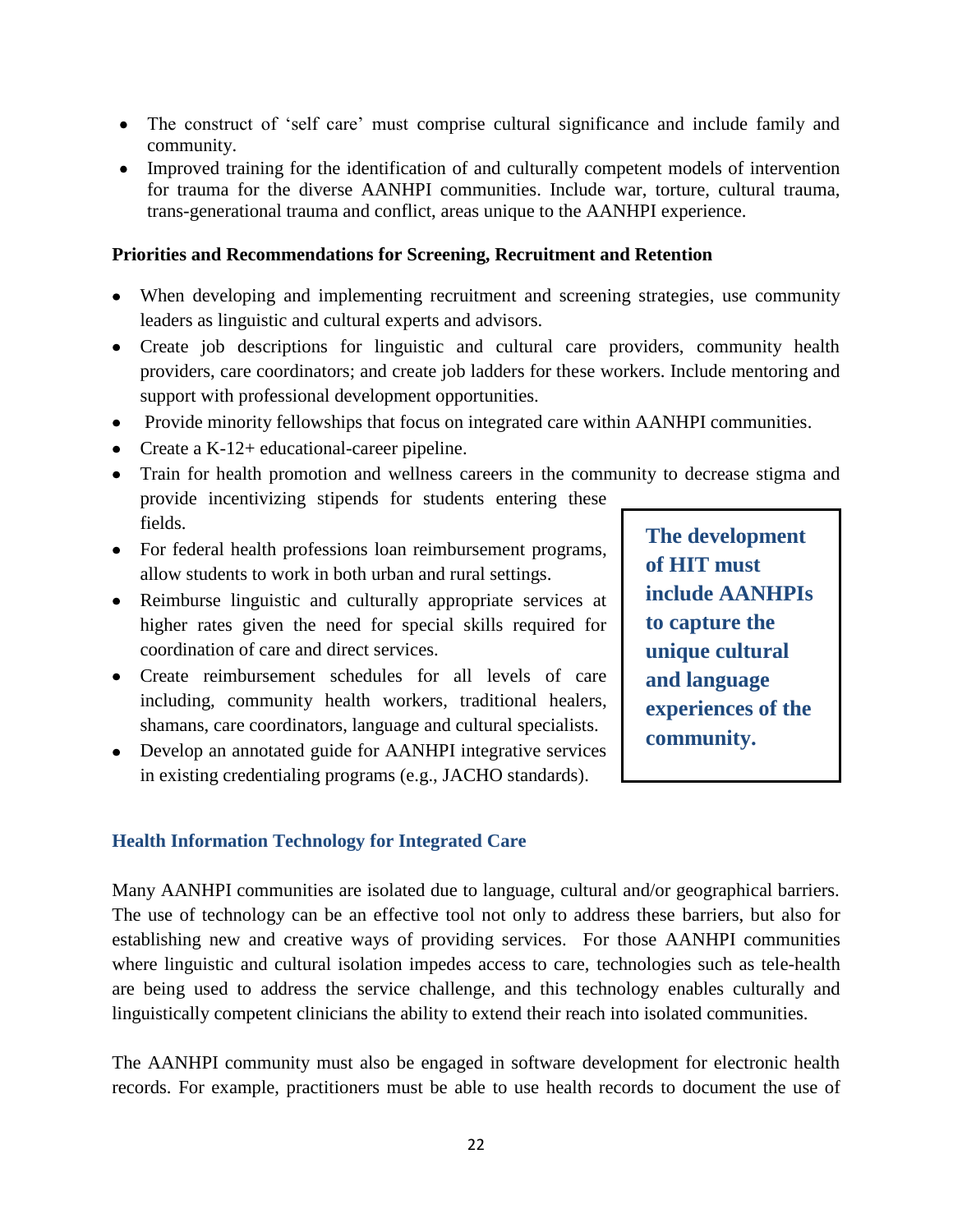- The construct of 'self care' must comprise cultural significance and include family and community.
- Improved training for the identification of and culturally competent models of intervention for trauma for the diverse AANHPI communities. Include war, torture, cultural trauma, trans-generational trauma and conflict, areas unique to the AANHPI experience.

**Priorities and Recommendations for Screening, Recruitment and Retention**

- When developing and implementing recruitment and screening strategies, use community leaders as linguistic and cultural experts and advisors.
- Create job descriptions for linguistic and cultural care providers, community health providers, care coordinators; and create job ladders for these workers. Include mentoring and support with professional development opportunities.
- Provide minority fellowships that focus on integrated care within AANHPI communities.
- Create a K-12+ educational-career pipeline.
- Train for health promotion and wellness careers in the community to decrease stigma and provide incentivizing stipends for students entering these fields.
- For federal health professions loan reimbursement programs, allow students to work in both urban and rural settings.
- Reimburse linguistic and culturally appropriate services at higher rates given the need for special skills required for coordination of care and direct services.
- Create reimbursement schedules for all levels of care including, community health workers, traditional healers, shamans, care coordinators, language and cultural specialists.
- Develop an annotated guide for AANHPI integrative services in existing credentialing programs (e.g., JACHO standards).

**The development of HIT must include AANHPIs to capture the unique cultural and language experiences of the community.**

### Health Information Technology for Integrated Care

Many AANHPI communities are isolated due to language, cultural and/or geographical barriers. The use of technology can be an effective tool not only to address these barriers, but also for establishing new and creative ways of providing services. For those AANHPI communities where linguistic and cultural isolation impedes access to care, technologies such as tele-health are being used to address the service challenge, and this technology enables culturally and linguistically competent clinicians the ability to extend their reach into isolated communities.

The AANHPI community must also be engaged in software development for electronic health records. For example, practitioners must be able to use health records to document the use of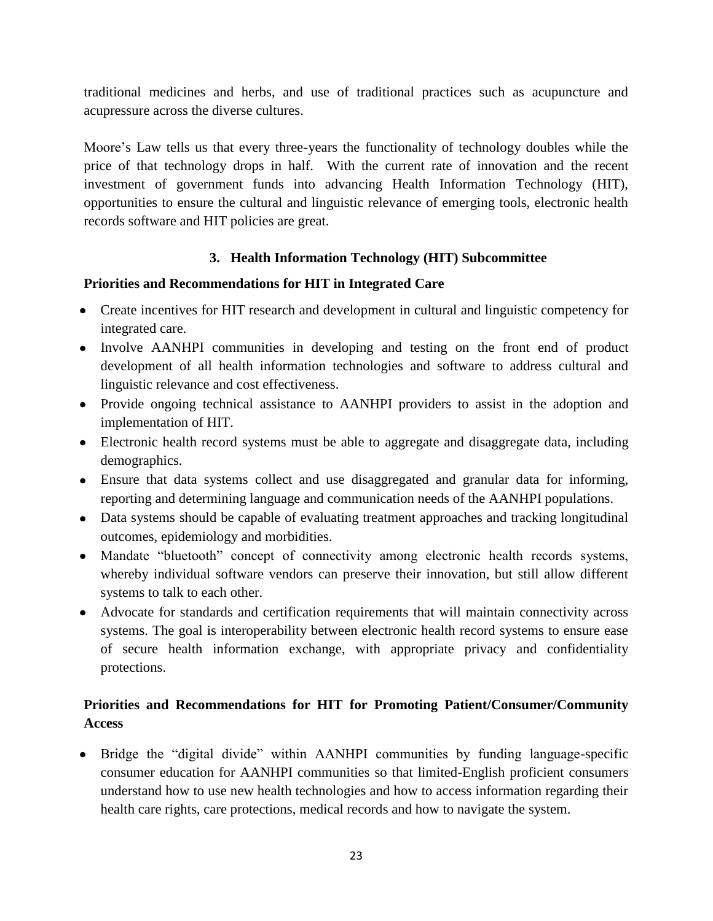traditional medicines and herbs, and use of traditional practices such as acupuncture and acupressure across the diverse cultures.

Moore's Law tells us that every three-years the functionality of technology doubles while the price of that technology drops in half. With the current rate of innovation and the recent investment of government funds into advancing Health Information Technology (HIT), opportunities to ensure the cultural and linguistic relevance of emerging tools, electronic health records software and HIT policies are great.

### 3. Health Information Technology (HIT) Subcommittee

**Priorities and Recommendations for HIT in Integrated Care**

- Create incentives for HIT research and development in cultural and linguistic competency for integrated care.
- Involve AANHPI communities in developing and testing on the front end of product development of all health information technologies and software to address cultural and linguistic relevance and cost effectiveness.
- Provide ongoing technical assistance to AANHPI providers to assist in the adoption and implementation of HIT.
- Electronic health record systems must be able to aggregate and disaggregate data, including demographics.
- Ensure that data systems collect and use disaggregated and granular data for informing, reporting and determining language and communication needs of the AANHPI populations.
- Data systems should be capable of evaluating treatment approaches and tracking longitudinal outcomes, epidemiology and morbidities.
- Mandate "bluetooth" concept of connectivity among electronic health records systems, whereby individual software vendors can preserve their innovation, but still allow different systems to talk to each other.
- Advocate for standards and certification requirements that will maintain connectivity across systems. The goal is interoperability between electronic health record systems to ensure ease of secure health information exchange, with appropriate privacy and confidentiality protections.

**Priorities and Recommendations for HIT for Promoting Patient/Consumer/Community Access**

- Bridge the "digital divide" within AANHPI communities by funding language-specific consumer education for AANHPI communities so that limited-English proficient consumers understand how to use new health technologies and how to access information regarding their health care rights, care protections, medical records and how to navigate the system.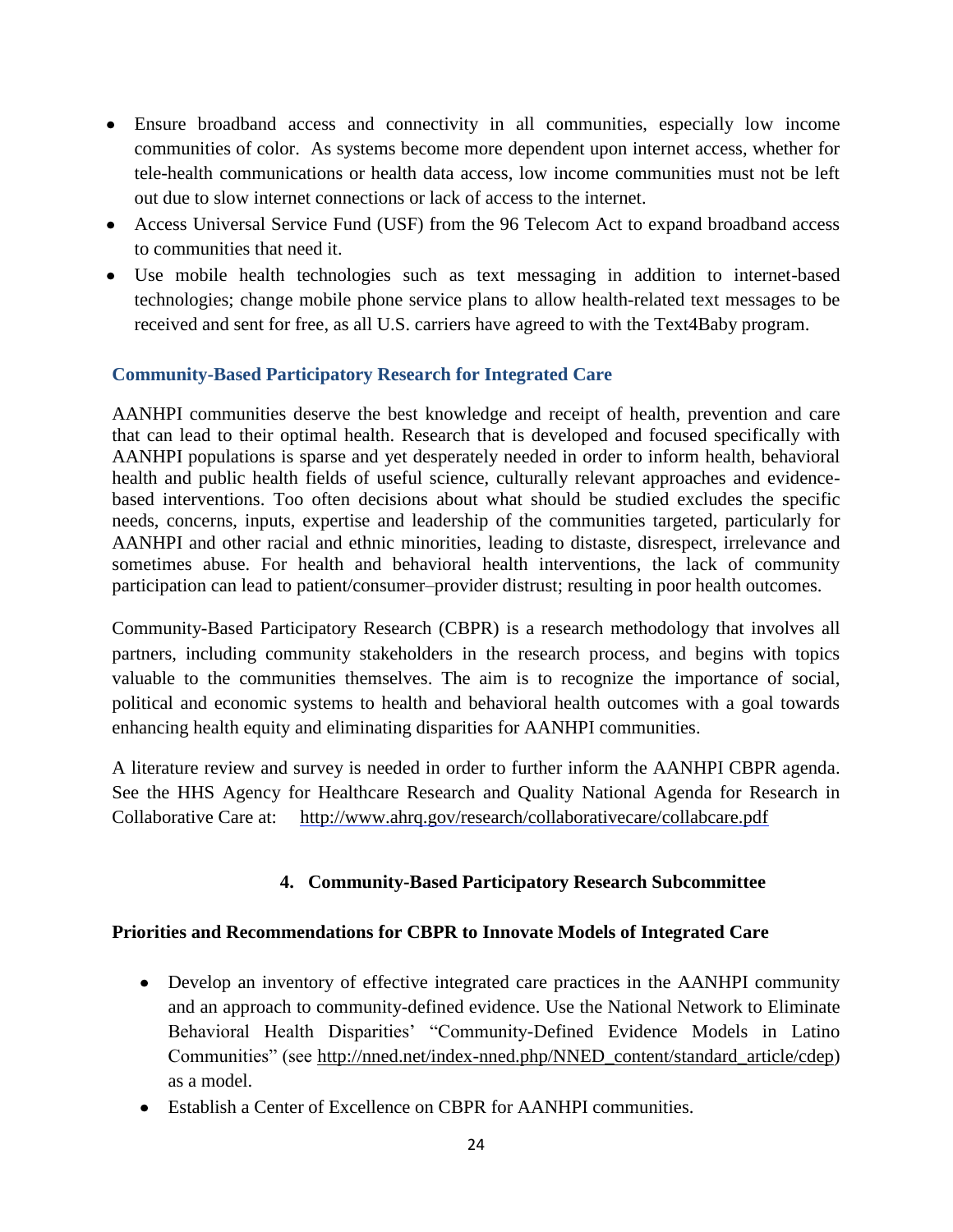- Ensure broadband access and connectivity in all communities, especially low income communities of color. As systems become more dependent upon internet access, whether for tele-health communications or health data access, low income communities must not be left out due to slow internet connections or lack of access to the internet.
- Access Universal Service Fund (USF) from the 96 Telecom Act to expand broadband access to communities that need it.
- Use mobile health technologies such as text messaging in addition to internet-based technologies; change mobile phone service plans to allow health-related text messages to be received and sent for free, as all U.S. carriers have agreed to with the Text4Baby program.

### Community-Based Participatory Research for Integrated Care

AANHPI communities deserve the best knowledge and receipt of health, prevention and care that can lead to their optimal health. Research that is developed and focused specifically with AANHPI populations is sparse and yet desperately needed in order to inform health, behavioral health and public health fields of useful science, culturally relevant approaches and evidence-based interventions. Too often decisions about what should be studied excludes the specific needs, concerns, inputs, expertise and leadership of the communities targeted, particularly for AANHPI and other racial and ethnic minorities, leading to distaste, disrespect, irrelevance and sometimes abuse. For health and behavioral health interventions, the lack of community participation can lead to patient/consumer–provider distrust; resulting in poor health outcomes.

Community-Based Participatory Research (CBPR) is a research methodology that involves all partners, including community stakeholders in the research process, and begins with topics valuable to the communities themselves. The aim is to recognize the importance of social, political and economic systems to health and behavioral health outcomes with a goal towards enhancing health equity and eliminating disparities for AANHPI communities.

A literature review and survey is needed in order to further inform the AANHPI CBPR agenda. See the HHS Agency for Healthcare Research and Quality National Agenda for Research in Collaborative Care at: http://www.ahrq.gov/research/collaborativecare/collabcare.pdf

## 4. Community-Based Participatory Research Subcommittee

**Priorities and Recommendations for CBPR to Innovate Models of Integrated Care**

- Develop an inventory of effective integrated care practices in the AANHPI community and an approach to community-defined evidence. Use the National Network to Eliminate Behavioral Health Disparities' "Community-Defined Evidence Models in Latino Communities" (see http://nned.net/index-nned.php/NNED_content/standard_article/cdep) as a model.
- Establish a Center of Excellence on CBPR for AANHPI communities.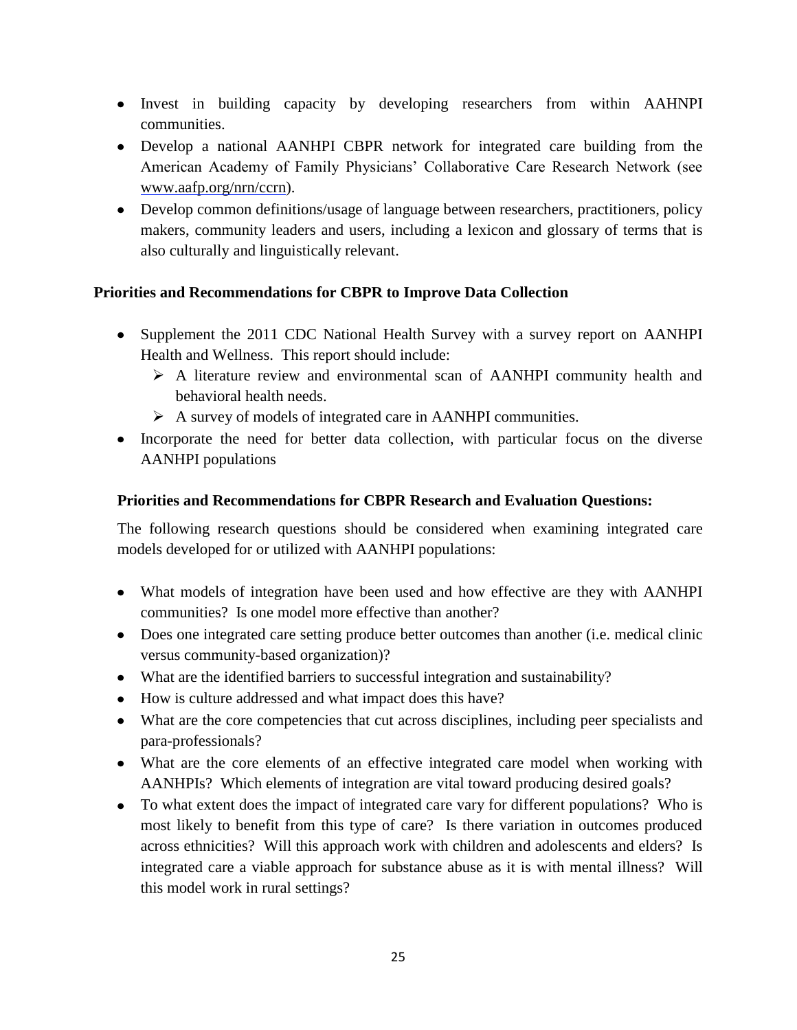- Invest in building capacity by developing researchers from within AAHNPI communities.
- Develop a national AANHPI CBPR network for integrated care building from the American Academy of Family Physicians' Collaborative Care Research Network (see www.aafp.org/nrn/ccrn).
- Develop common definitions/usage of language between researchers, practitioners, policy makers, community leaders and users, including a lexicon and glossary of terms that is also culturally and linguistically relevant.

**Priorities and Recommendations for CBPR to Improve Data Collection**

- Supplement the 2011 CDC National Health Survey with a survey report on AANHPI Health and Wellness. This report should include:
  - A literature review and environmental scan of AANHPI community health and behavioral health needs.
  - A survey of models of integrated care in AANHPI communities.
- Incorporate the need for better data collection, with particular focus on the diverse AANHPI populations

**Priorities and Recommendations for CBPR Research and Evaluation Questions:**

The following research questions should be considered when examining integrated care models developed for or utilized with AANHPI populations:

- What models of integration have been used and how effective are they with AANHPI communities? Is one model more effective than another?
- Does one integrated care setting produce better outcomes than another (i.e. medical clinic versus community-based organization)?
- What are the identified barriers to successful integration and sustainability?
- How is culture addressed and what impact does this have?
- What are the core competencies that cut across disciplines, including peer specialists and para-professionals?
- What are the core elements of an effective integrated care model when working with AANHPIs? Which elements of integration are vital toward producing desired goals?
- To what extent does the impact of integrated care vary for different populations? Who is most likely to benefit from this type of care? Is there variation in outcomes produced across ethnicities? Will this approach work with children and adolescents and elders? Is integrated care a viable approach for substance abuse as it is with mental illness? Will this model work in rural settings?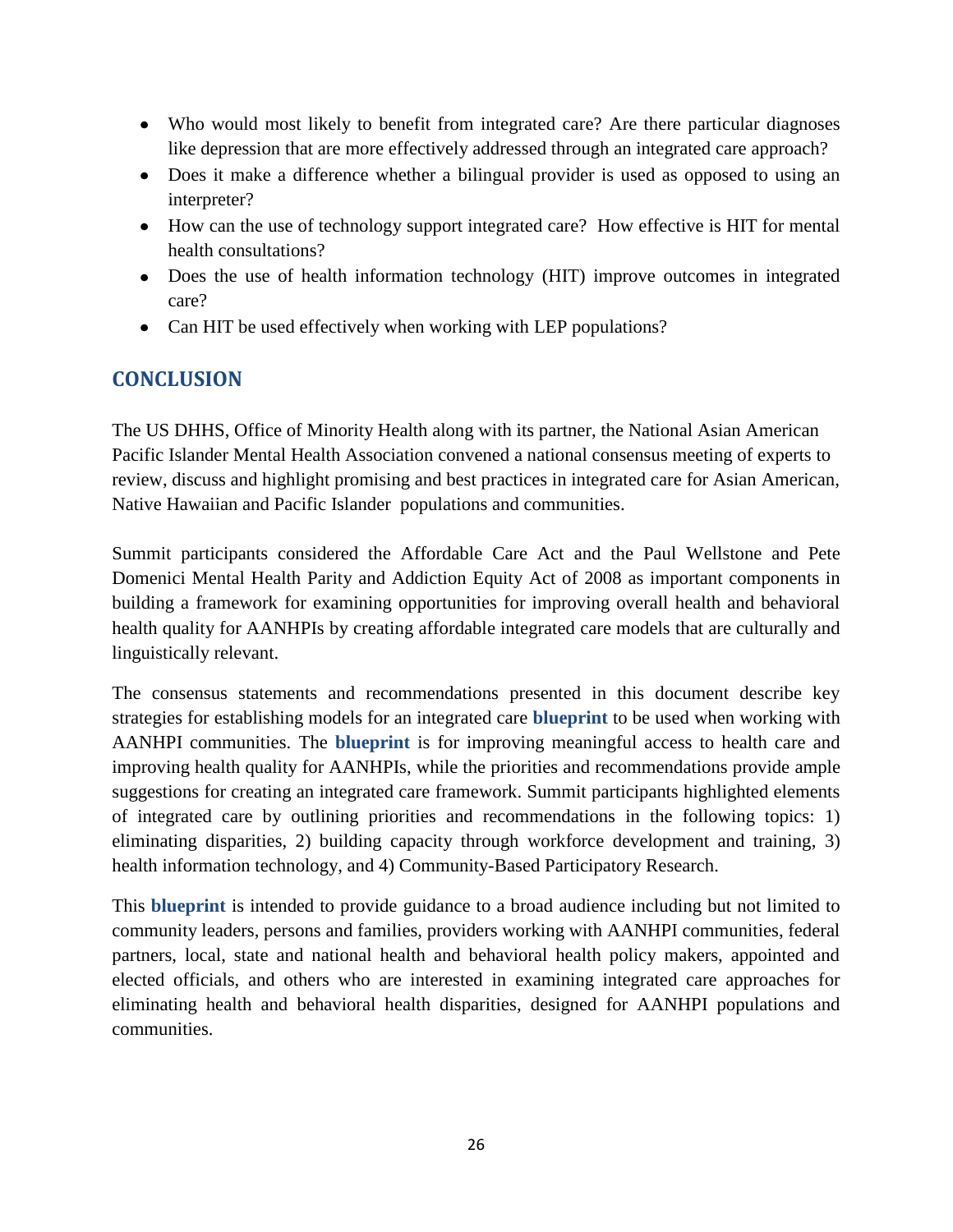- Who would most likely to benefit from integrated care? Are there particular diagnoses like depression that are more effectively addressed through an integrated care approach?
- Does it make a difference whether a bilingual provider is used as opposed to using an interpreter?
- How can the use of technology support integrated care? How effective is HIT for mental health consultations?
- Does the use of health information technology (HIT) improve outcomes in integrated care?
- Can HIT be used effectively when working with LEP populations?

## CONCLUSION

The US DHHS, Office of Minority Health along with its partner, the National Asian American Pacific Islander Mental Health Association convened a national consensus meeting of experts to review, discuss and highlight promising and best practices in integrated care for Asian American, Native Hawaiian and Pacific Islander populations and communities.

Summit participants considered the Affordable Care Act and the Paul Wellstone and Pete Domenici Mental Health Parity and Addiction Equity Act of 2008 as important components in building a framework for examining opportunities for improving overall health and behavioral health quality for AANHPIs by creating affordable integrated care models that are culturally and linguistically relevant.

The consensus statements and recommendations presented in this document describe key strategies for establishing models for an integrated care **blueprint** to be used when working with AANHPI communities. The **blueprint** is for improving meaningful access to health care and improving health quality for AANHPIs, while the priorities and recommendations provide ample suggestions for creating an integrated care framework. Summit participants highlighted elements of integrated care by outlining priorities and recommendations in the following topics: 1) eliminating disparities, 2) building capacity through workforce development and training, 3) health information technology, and 4) Community-Based Participatory Research.

This **blueprint** is intended to provide guidance to a broad audience including but not limited to community leaders, persons and families, providers working with AANHPI communities, federal partners, local, state and national health and behavioral health policy makers, appointed and elected officials, and others who are interested in examining integrated care approaches for eliminating health and behavioral health disparities, designed for AANHPI populations and communities.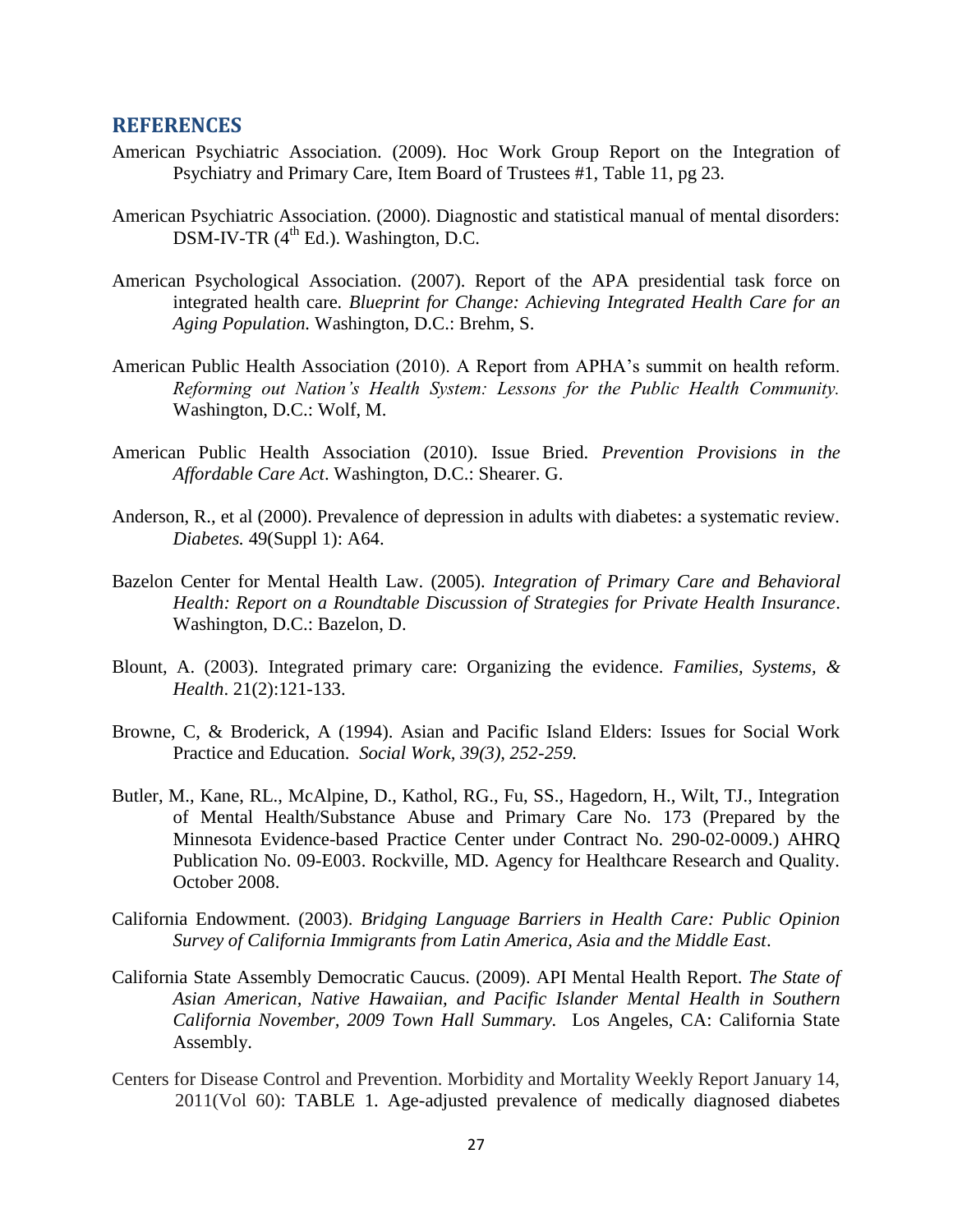## REFERENCES

American Psychiatric Association. (2009). Hoc Work Group Report on the Integration of Psychiatry and Primary Care, Item Board of Trustees #1, Table 11, pg 23.

American Psychiatric Association. (2000). Diagnostic and statistical manual of mental disorders: DSM-IV-TR (4th Ed.). Washington, D.C.

American Psychological Association. (2007). Report of the APA presidential task force on integrated health care. *Blueprint for Change: Achieving Integrated Health Care for an Aging Population.* Washington, D.C.: Brehm, S.

American Public Health Association (2010). A Report from APHA's summit on health reform. *Reforming out Nation's Health System: Lessons for the Public Health Community.* Washington, D.C.: Wolf, M.

American Public Health Association (2010). Issue Bried. *Prevention Provisions in the Affordable Care Act*. Washington, D.C.: Shearer. G.

Anderson, R., et al (2000). Prevalence of depression in adults with diabetes: a systematic review. *Diabetes.* 49(Suppl 1): A64.

Bazelon Center for Mental Health Law. (2005). *Integration of Primary Care and Behavioral Health: Report on a Roundtable Discussion of Strategies for Private Health Insurance*. Washington, D.C.: Bazelon, D.

Blount, A. (2003). Integrated primary care: Organizing the evidence. *Families, Systems, & Health*. 21(2):121-133.

Browne, C, & Broderick, A (1994). Asian and Pacific Island Elders: Issues for Social Work Practice and Education. *Social Work, 39(3), 252-259.*

Butler, M., Kane, RL., McAlpine, D., Kathol, RG., Fu, SS., Hagedorn, H., Wilt, TJ., Integration of Mental Health/Substance Abuse and Primary Care No. 173 (Prepared by the Minnesota Evidence-based Practice Center under Contract No. 290-02-0009.) AHRQ Publication No. 09-E003. Rockville, MD. Agency for Healthcare Research and Quality. October 2008.

California Endowment. (2003). *Bridging Language Barriers in Health Care: Public Opinion Survey of California Immigrants from Latin America, Asia and the Middle East*.

California State Assembly Democratic Caucus. (2009). API Mental Health Report. *The State of Asian American, Native Hawaiian, and Pacific Islander Mental Health in Southern California November, 2009 Town Hall Summary.* Los Angeles, CA: California State Assembly.

Centers for Disease Control and Prevention. Morbidity and Mortality Weekly Report January 14, 2011(Vol 60): TABLE 1. Age-adjusted prevalence of medically diagnosed diabetes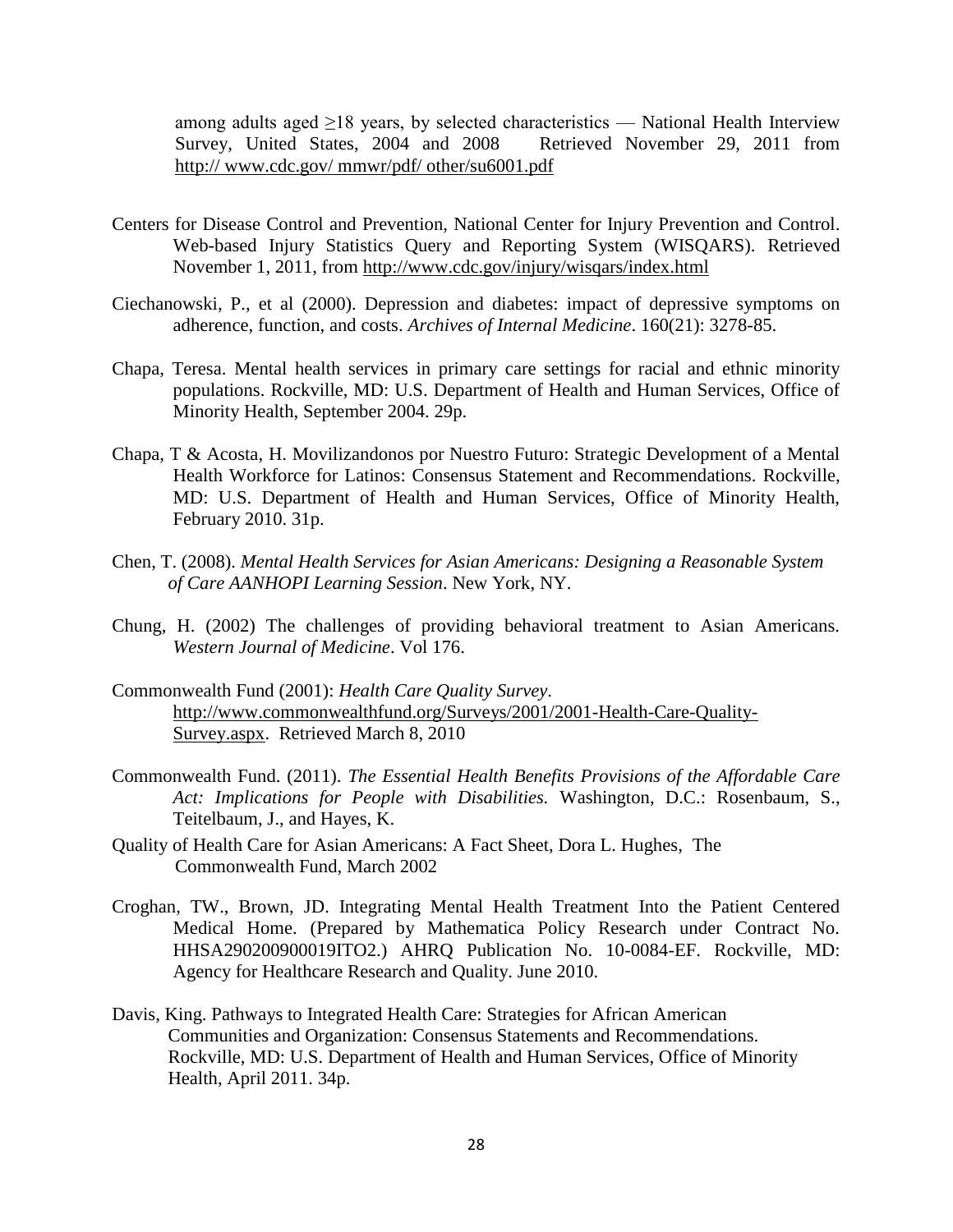among adults aged ≥18 years, by selected characteristics — National Health Interview Survey, United States, 2004 and 2008 Retrieved November 29, 2011 from http:// www.cdc.gov/ mmwr/pdf/ other/su6001.pdf

Centers for Disease Control and Prevention, National Center for Injury Prevention and Control. Web-based Injury Statistics Query and Reporting System (WISQARS). Retrieved November 1, 2011, from http://www.cdc.gov/injury/wisqars/index.html

Ciechanowski, P., et al (2000). Depression and diabetes: impact of depressive symptoms on adherence, function, and costs. *Archives of Internal Medicine*. 160(21): 3278-85.

Chapa, Teresa. Mental health services in primary care settings for racial and ethnic minority populations. Rockville, MD: U.S. Department of Health and Human Services, Office of Minority Health, September 2004. 29p.

Chapa, T & Acosta, H. Movilizandonos por Nuestro Futuro: Strategic Development of a Mental Health Workforce for Latinos: Consensus Statement and Recommendations. Rockville, MD: U.S. Department of Health and Human Services, Office of Minority Health, February 2010. 31p.

Chen, T. (2008). *Mental Health Services for Asian Americans: Designing a Reasonable System of Care AANHOPI Learning Session*. New York, NY.

Chung, H. (2002) The challenges of providing behavioral treatment to Asian Americans. *Western Journal of Medicine*. Vol 176.

Commonwealth Fund (2001): *Health Care Quality Survey*. http://www.commonwealthfund.org/Surveys/2001/2001-Health-Care-Quality-Survey.aspx. Retrieved March 8, 2010

Commonwealth Fund. (2011). *The Essential Health Benefits Provisions of the Affordable Care Act: Implications for People with Disabilities.* Washington, D.C.: Rosenbaum, S., Teitelbaum, J., and Hayes, K.

Quality of Health Care for Asian Americans: A Fact Sheet, Dora L. Hughes, The Commonwealth Fund, March 2002

Croghan, TW., Brown, JD. Integrating Mental Health Treatment Into the Patient Centered Medical Home. (Prepared by Mathematica Policy Research under Contract No. HHSA290200900019ITO2.) AHRQ Publication No. 10-0084-EF. Rockville, MD: Agency for Healthcare Research and Quality. June 2010.

Davis, King. Pathways to Integrated Health Care: Strategies for African American Communities and Organization: Consensus Statements and Recommendations. Rockville, MD: U.S. Department of Health and Human Services, Office of Minority Health, April 2011. 34p.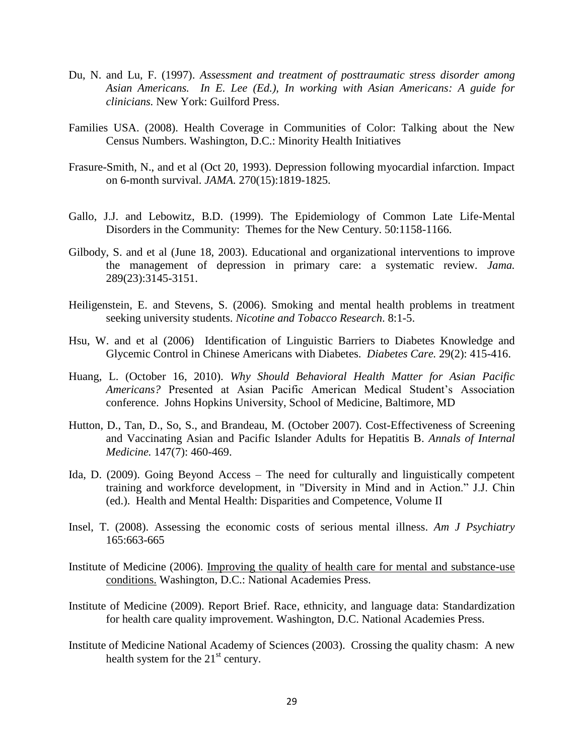Du, N. and Lu, F. (1997). *Assessment and treatment of posttraumatic stress disorder among Asian Americans. In E. Lee (Ed.), In working with Asian Americans: A guide for clinicians.* New York: Guilford Press.

Families USA. (2008). Health Coverage in Communities of Color: Talking about the New Census Numbers. Washington, D.C.: Minority Health Initiatives

Frasure-Smith, N., and et al (Oct 20, 1993). Depression following myocardial infarction. Impact on 6-month survival. *JAMA.* 270(15):1819-1825.

Gallo, J.J. and Lebowitz, B.D. (1999). The Epidemiology of Common Late Life-Mental Disorders in the Community: Themes for the New Century. 50:1158-1166.

Gilbody, S. and et al (June 18, 2003). Educational and organizational interventions to improve the management of depression in primary care: a systematic review. *Jama.* 289(23):3145-3151.

Heiligenstein, E. and Stevens, S. (2006). Smoking and mental health problems in treatment seeking university students. *Nicotine and Tobacco Research*. 8:1-5.

Hsu, W. and et al (2006) Identification of Linguistic Barriers to Diabetes Knowledge and Glycemic Control in Chinese Americans with Diabetes. *Diabetes Care.* 29(2): 415-416.

Huang, L. (October 16, 2010). *Why Should Behavioral Health Matter for Asian Pacific Americans?* Presented at Asian Pacific American Medical Student's Association conference. Johns Hopkins University, School of Medicine, Baltimore, MD

Hutton, D., Tan, D., So, S., and Brandeau, M. (October 2007). Cost-Effectiveness of Screening and Vaccinating Asian and Pacific Islander Adults for Hepatitis B. *Annals of Internal Medicine.* 147(7): 460-469.

Ida, D. (2009). Going Beyond Access – The need for culturally and linguistically competent training and workforce development, in "Diversity in Mind and in Action." J.J. Chin (ed.). Health and Mental Health: Disparities and Competence, Volume II

Insel, T. (2008). Assessing the economic costs of serious mental illness. *Am J Psychiatry* 165:663-665

Institute of Medicine (2006). Improving the quality of health care for mental and substance-use conditions. Washington, D.C.: National Academies Press.

Institute of Medicine (2009). Report Brief. Race, ethnicity, and language data: Standardization for health care quality improvement. Washington, D.C. National Academies Press.

Institute of Medicine National Academy of Sciences (2003). Crossing the quality chasm: A new health system for the 21st century.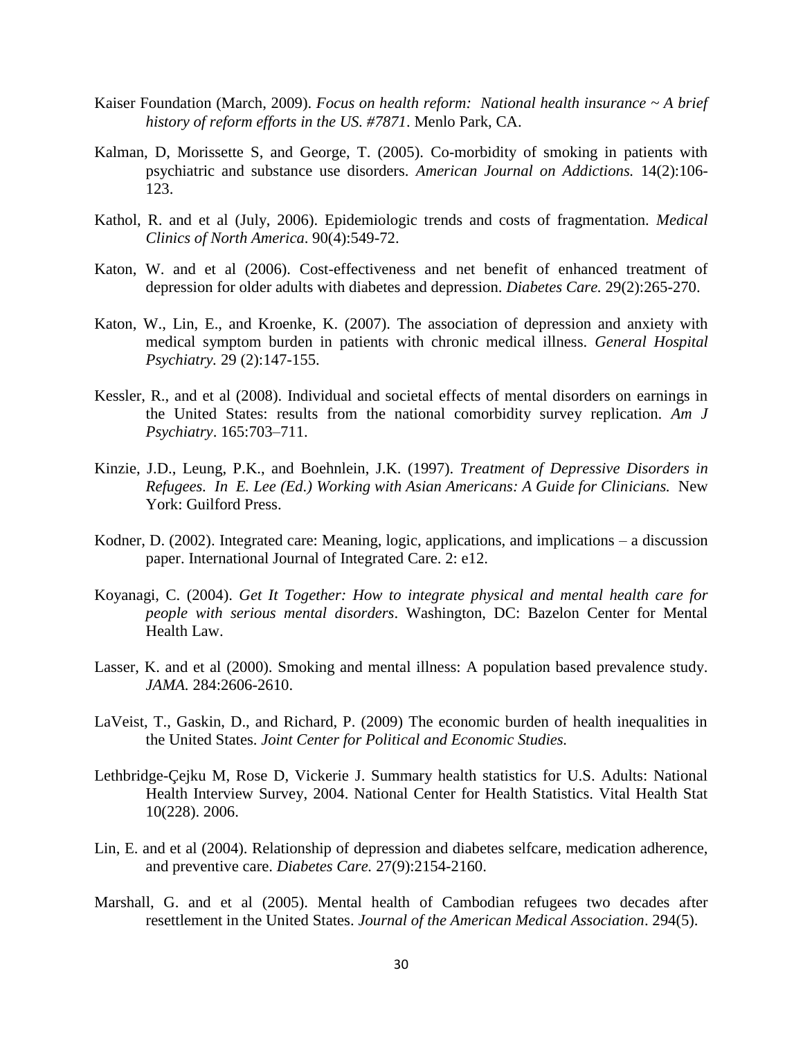Kaiser Foundation (March, 2009). *Focus on health reform: National health insurance ~ A brief history of reform efforts in the US. #7871*. Menlo Park, CA.

Kalman, D, Morissette S, and George, T. (2005). Co-morbidity of smoking in patients with psychiatric and substance use disorders. *American Journal on Addictions.* 14(2):106-123.

Kathol, R. and et al (July, 2006). Epidemiologic trends and costs of fragmentation. *Medical Clinics of North America*. 90(4):549-72.

Katon, W. and et al (2006). Cost-effectiveness and net benefit of enhanced treatment of depression for older adults with diabetes and depression. *Diabetes Care.* 29(2):265-270.

Katon, W., Lin, E., and Kroenke, K. (2007). The association of depression and anxiety with medical symptom burden in patients with chronic medical illness. *General Hospital Psychiatry.* 29 (2):147-155.

Kessler, R., and et al (2008). Individual and societal effects of mental disorders on earnings in the United States: results from the national comorbidity survey replication. *Am J Psychiatry*. 165:703–711.

Kinzie, J.D., Leung, P.K., and Boehnlein, J.K. (1997). *Treatment of Depressive Disorders in Refugees. In E. Lee (Ed.) Working with Asian Americans: A Guide for Clinicians.* New York: Guilford Press.

Kodner, D. (2002). Integrated care: Meaning, logic, applications, and implications – a discussion paper. International Journal of Integrated Care. 2: e12.

Koyanagi, C. (2004). *Get It Together: How to integrate physical and mental health care for people with serious mental disorders*. Washington, DC: Bazelon Center for Mental Health Law.

Lasser, K. and et al (2000). Smoking and mental illness: A population based prevalence study. *JAMA.* 284:2606-2610.

LaVeist, T., Gaskin, D., and Richard, P. (2009) The economic burden of health inequalities in the United States. *Joint Center for Political and Economic Studies.*

Lethbridge-Çejku M, Rose D, Vickerie J. Summary health statistics for U.S. Adults: National Health Interview Survey, 2004. National Center for Health Statistics. Vital Health Stat 10(228). 2006.

Lin, E. and et al (2004). Relationship of depression and diabetes selfcare, medication adherence, and preventive care. *Diabetes Care.* 27(9):2154-2160.

Marshall, G. and et al (2005). Mental health of Cambodian refugees two decades after resettlement in the United States. *Journal of the American Medical Association*. 294(5).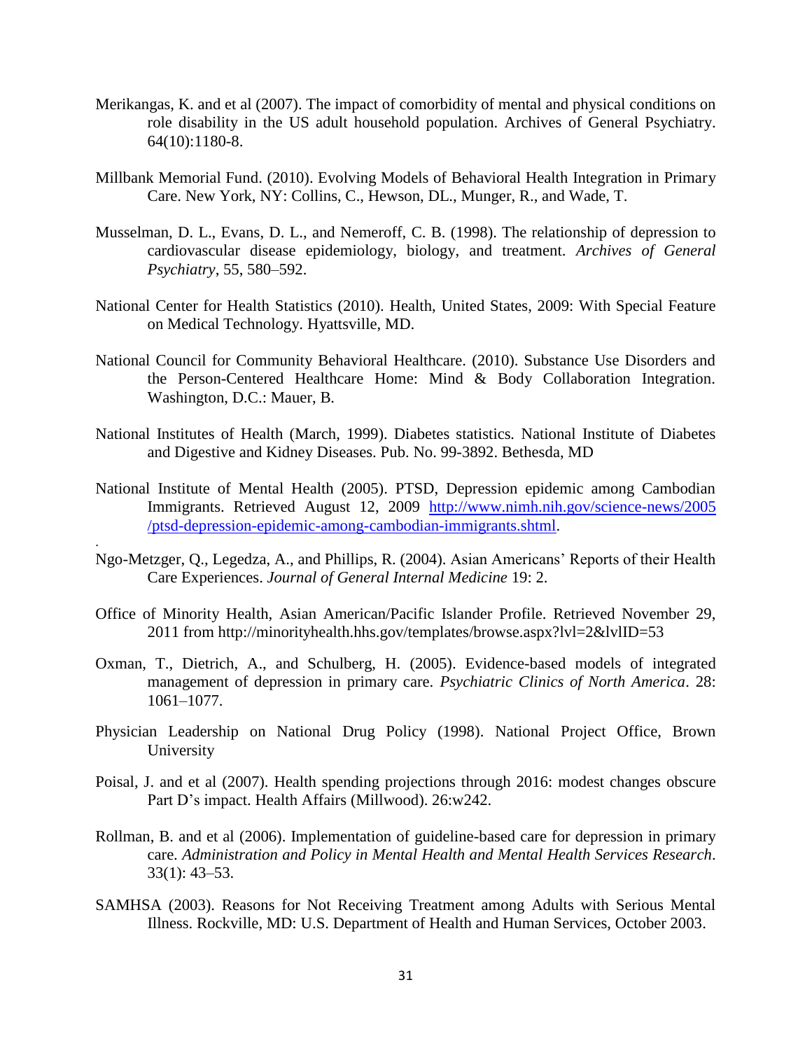Merikangas, K. and et al (2007). The impact of comorbidity of mental and physical conditions on role disability in the US adult household population. Archives of General Psychiatry. 64(10):1180-8.

Millbank Memorial Fund. (2010). Evolving Models of Behavioral Health Integration in Primary Care. New York, NY: Collins, C., Hewson, DL., Munger, R., and Wade, T.

Musselman, D. L., Evans, D. L., and Nemeroff, C. B. (1998). The relationship of depression to cardiovascular disease epidemiology, biology, and treatment. *Archives of General Psychiatry*, 55, 580–592.

National Center for Health Statistics (2010). Health, United States, 2009: With Special Feature on Medical Technology. Hyattsville, MD.

National Council for Community Behavioral Healthcare. (2010). Substance Use Disorders and the Person-Centered Healthcare Home: Mind & Body Collaboration Integration. Washington, D.C.: Mauer, B.

National Institutes of Health (March, 1999). Diabetes statistics. National Institute of Diabetes and Digestive and Kidney Diseases. Pub. No. 99-3892. Bethesda, MD

National Institute of Mental Health (2005). PTSD, Depression epidemic among Cambodian Immigrants. Retrieved August 12, 2009 [http://www.nimh.nih.gov/science-news/2005/ptsd-depression-epidemic-among-cambodian-immigrants.shtml](http://www.nimh.nih.gov/science-news/2005/ptsd-depression-epidemic-among-cambodian-immigrants.shtml).

Ngo-Metzger, Q., Legedza, A., and Phillips, R. (2004). Asian Americans' Reports of their Health Care Experiences. *Journal of General Internal Medicine* 19: 2.

Office of Minority Health, Asian American/Pacific Islander Profile. Retrieved November 29, 2011 from http://minorityhealth.hhs.gov/templates/browse.aspx?lvl=2&lvlID=53

Oxman, T., Dietrich, A., and Schulberg, H. (2005). Evidence-based models of integrated management of depression in primary care. *Psychiatric Clinics of North America*. 28: 1061–1077.

Physician Leadership on National Drug Policy (1998). National Project Office, Brown University

Poisal, J. and et al (2007). Health spending projections through 2016: modest changes obscure Part D's impact. Health Affairs (Millwood). 26:w242.

Rollman, B. and et al (2006). Implementation of guideline-based care for depression in primary care. *Administration and Policy in Mental Health and Mental Health Services Research*. 33(1): 43–53.

SAMHSA (2003). Reasons for Not Receiving Treatment among Adults with Serious Mental Illness. Rockville, MD: U.S. Department of Health and Human Services, October 2003.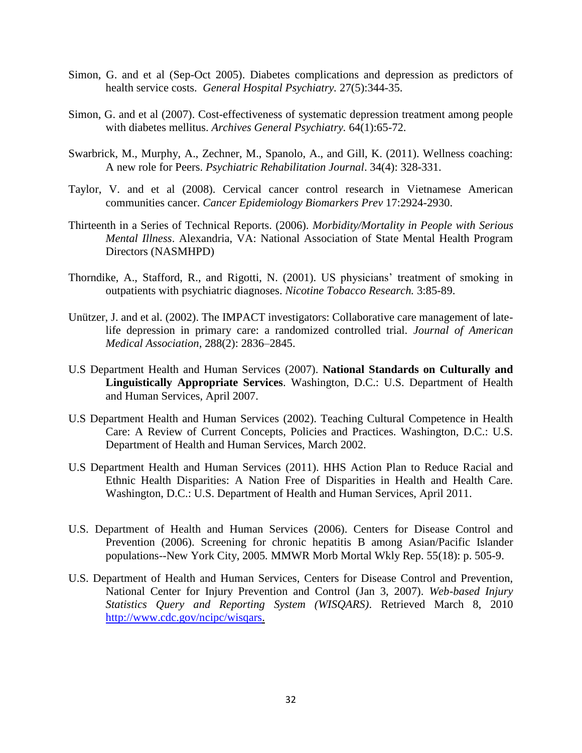Simon, G. and et al (Sep-Oct 2005). Diabetes complications and depression as predictors of health service costs. *General Hospital Psychiatry.* 27(5):344-35.

Simon, G. and et al (2007). Cost-effectiveness of systematic depression treatment among people with diabetes mellitus. *Archives General Psychiatry.* 64(1):65-72.

Swarbrick, M., Murphy, A., Zechner, M., Spanolo, A., and Gill, K. (2011). Wellness coaching: A new role for Peers. *Psychiatric Rehabilitation Journal*. 34(4): 328-331.

Taylor, V. and et al (2008). Cervical cancer control research in Vietnamese American communities cancer. *Cancer Epidemiology Biomarkers Prev* 17:2924-2930.

Thirteenth in a Series of Technical Reports. (2006). *Morbidity/Mortality in People with Serious Mental Illness*. Alexandria, VA: National Association of State Mental Health Program Directors (NASMHPD)

Thorndike, A., Stafford, R., and Rigotti, N. (2001). US physicians' treatment of smoking in outpatients with psychiatric diagnoses. *Nicotine Tobacco Research.* 3:85-89.

Unützer, J. and et al. (2002). The IMPACT investigators: Collaborative care management of late-life depression in primary care: a randomized controlled trial. *Journal of American Medical Association,* 288(2): 2836–2845.

U.S Department Health and Human Services (2007). **National Standards on Culturally and Linguistically Appropriate Services**. Washington, D.C.: U.S. Department of Health and Human Services, April 2007.

U.S Department Health and Human Services (2002). Teaching Cultural Competence in Health Care: A Review of Current Concepts, Policies and Practices. Washington, D.C.: U.S. Department of Health and Human Services, March 2002.

U.S Department Health and Human Services (2011). HHS Action Plan to Reduce Racial and Ethnic Health Disparities: A Nation Free of Disparities in Health and Health Care. Washington, D.C.: U.S. Department of Health and Human Services, April 2011.

U.S. Department of Health and Human Services (2006). Centers for Disease Control and Prevention (2006). Screening for chronic hepatitis B among Asian/Pacific Islander populations--New York City, 2005. MMWR Morb Mortal Wkly Rep. 55(18): p. 505-9.

U.S. Department of Health and Human Services, Centers for Disease Control and Prevention, National Center for Injury Prevention and Control (Jan 3, 2007). *Web-based Injury Statistics Query and Reporting System (WISQARS)*. Retrieved March 8, 2010 http://www.cdc.gov/ncipc/wisqars.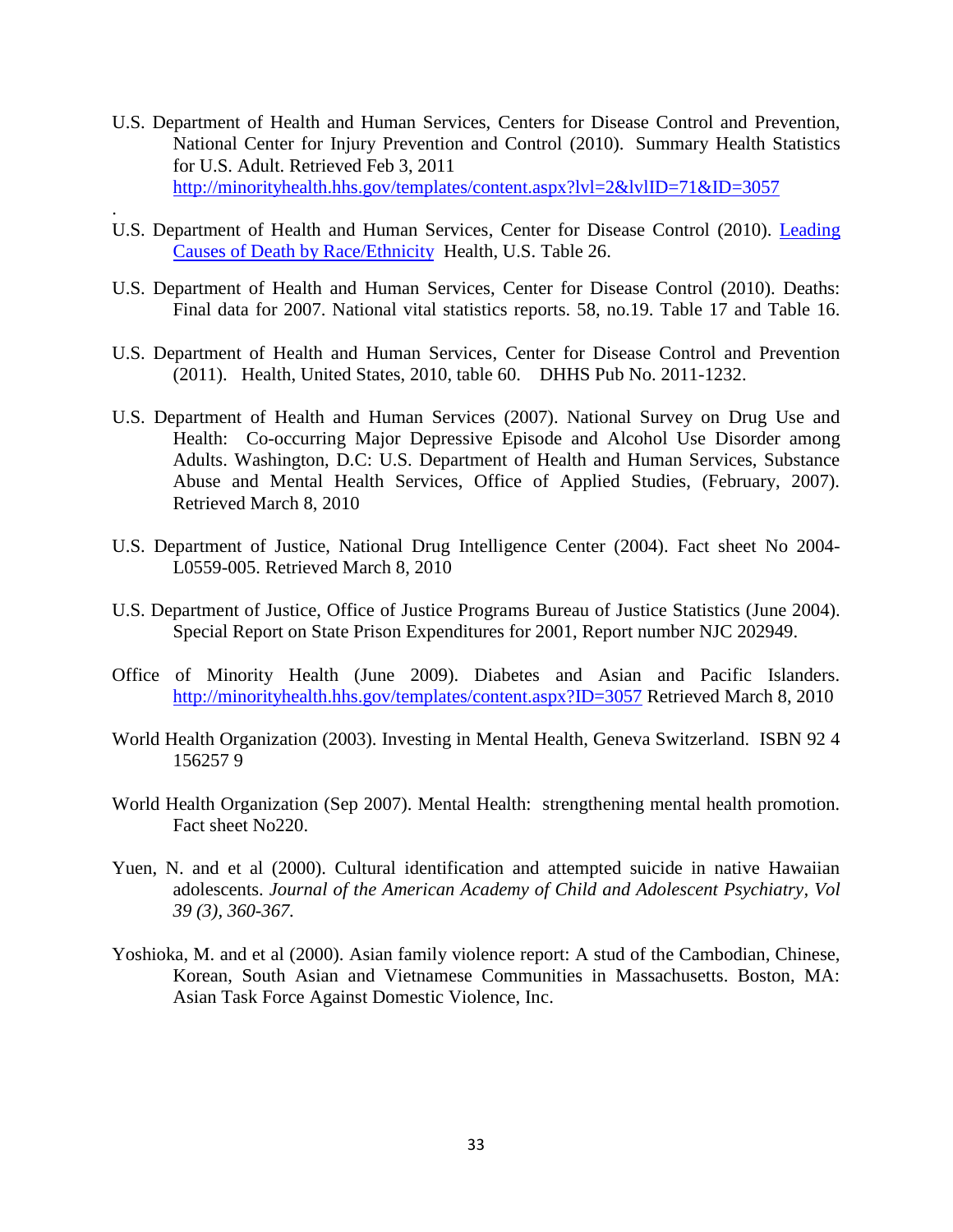U.S. Department of Health and Human Services, Centers for Disease Control and Prevention, National Center for Injury Prevention and Control (2010). Summary Health Statistics for U.S. Adult. Retrieved Feb 3, 2011 http://minorityhealth.hhs.gov/templates/content.aspx?lvl=2&lvlID=71&ID=3057

.

U.S. Department of Health and Human Services, Center for Disease Control (2010). Leading Causes of Death by Race/Ethnicity Health, U.S. Table 26.

U.S. Department of Health and Human Services, Center for Disease Control (2010). Deaths: Final data for 2007. National vital statistics reports. 58, no.19. Table 17 and Table 16.

U.S. Department of Health and Human Services, Center for Disease Control and Prevention (2011). Health, United States, 2010, table 60. DHHS Pub No. 2011-1232.

U.S. Department of Health and Human Services (2007). National Survey on Drug Use and Health: Co-occurring Major Depressive Episode and Alcohol Use Disorder among Adults. Washington, D.C: U.S. Department of Health and Human Services, Substance Abuse and Mental Health Services, Office of Applied Studies, (February, 2007). Retrieved March 8, 2010

U.S. Department of Justice, National Drug Intelligence Center (2004). Fact sheet No 2004-L0559-005. Retrieved March 8, 2010

U.S. Department of Justice, Office of Justice Programs Bureau of Justice Statistics (June 2004). Special Report on State Prison Expenditures for 2001, Report number NJC 202949.

Office of Minority Health (June 2009). Diabetes and Asian and Pacific Islanders. http://minorityhealth.hhs.gov/templates/content.aspx?ID=3057 Retrieved March 8, 2010

World Health Organization (2003). Investing in Mental Health, Geneva Switzerland. ISBN 92 4 156257 9

World Health Organization (Sep 2007). Mental Health: strengthening mental health promotion. Fact sheet No220.

Yuen, N. and et al (2000). Cultural identification and attempted suicide in native Hawaiian adolescents. *Journal of the American Academy of Child and Adolescent Psychiatry, Vol 39 (3), 360-367.*

Yoshioka, M. and et al (2000). Asian family violence report: A stud of the Cambodian, Chinese, Korean, South Asian and Vietnamese Communities in Massachusetts. Boston, MA: Asian Task Force Against Domestic Violence, Inc.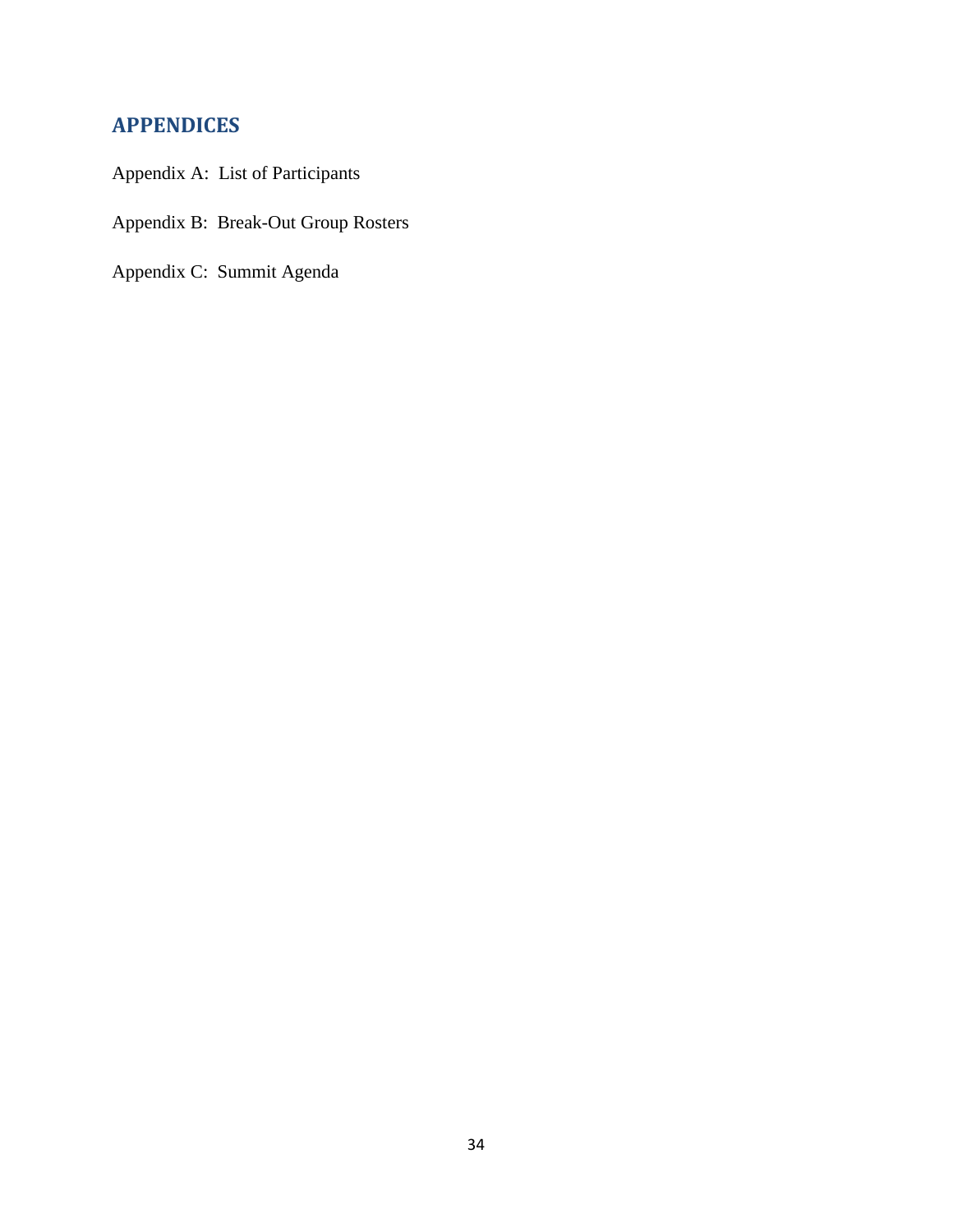## APPENDICES

Appendix A: List of Participants

Appendix B: Break-Out Group Rosters

Appendix C: Summit Agenda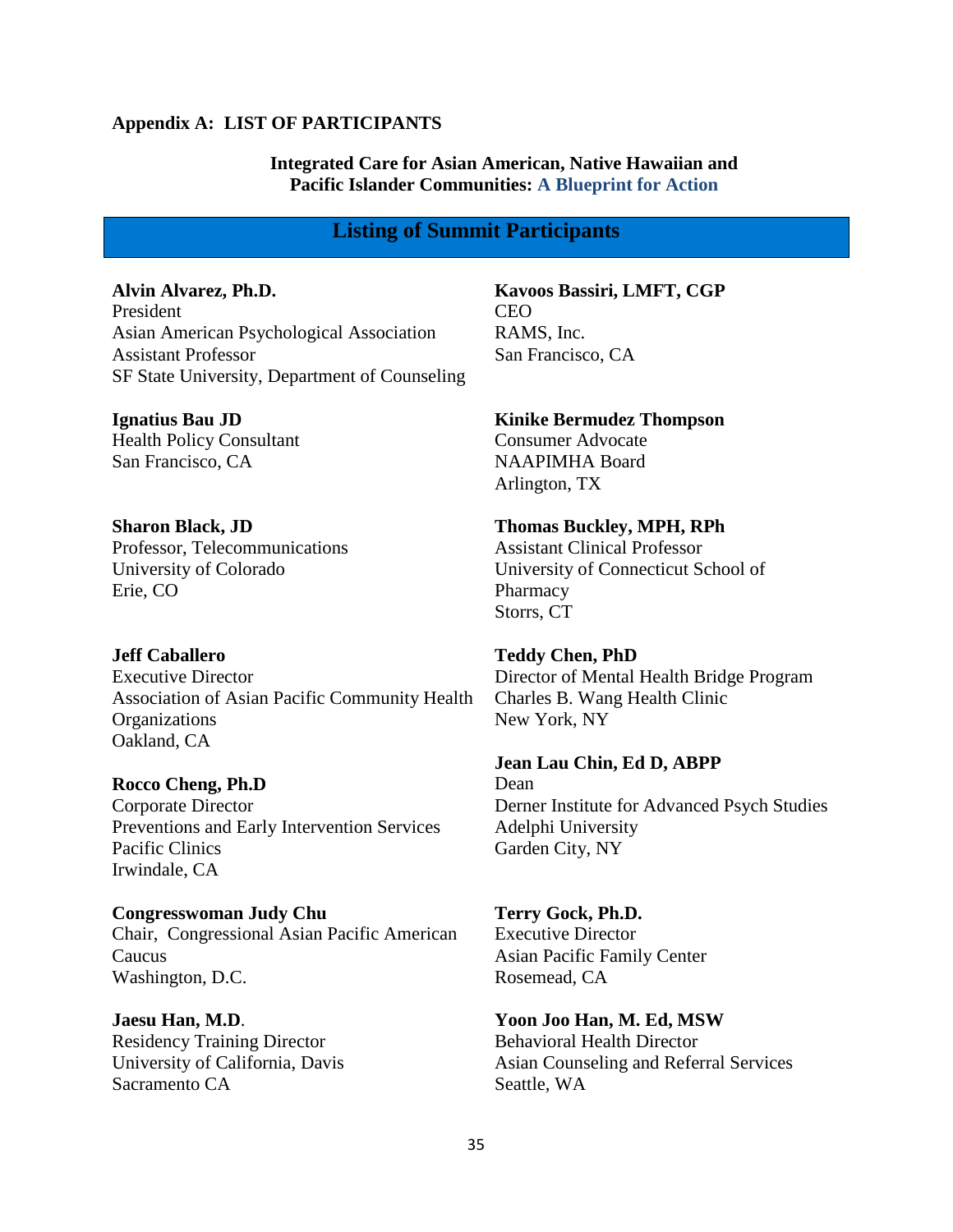**Appendix A: LIST OF PARTICIPANTS**

**Integrated Care for Asian American, Native Hawaiian and Pacific Islander Communities: A Blueprint for Action**

## Listing of Summit Participants

**Alvin Alvarez, Ph.D.**
President
Asian American Psychological Association
Assistant Professor
SF State University, Department of Counseling

**Ignatius Bau JD**
Health Policy Consultant
San Francisco, CA

**Sharon Black, JD**
Professor, Telecommunications
University of Colorado
Erie, CO

**Jeff Caballero**
Executive Director
Association of Asian Pacific Community Health Organizations
Oakland, CA

**Rocco Cheng, Ph.D**
Corporate Director
Preventions and Early Intervention Services
Pacific Clinics
Irwindale, CA

**Congresswoman Judy Chu**
Chair, Congressional Asian Pacific American Caucus
Washington, D.C.

**Jaesu Han, M.D**.
Residency Training Director
University of California, Davis
Sacramento CA

**Kavoos Bassiri, LMFT, CGP**
CEO
RAMS, Inc.
San Francisco, CA

**Kinike Bermudez Thompson**
Consumer Advocate
NAAPIMHA Board
Arlington, TX

**Thomas Buckley, MPH, RPh**
Assistant Clinical Professor
University of Connecticut School of Pharmacy
Storrs, CT

**Teddy Chen, PhD**
Director of Mental Health Bridge Program
Charles B. Wang Health Clinic
New York, NY

**Jean Lau Chin, Ed D, ABPP**
Dean
Derner Institute for Advanced Psych Studies
Adelphi University
Garden City, NY

**Terry Gock, Ph.D.**
Executive Director
Asian Pacific Family Center
Rosemead, CA

**Yoon Joo Han, M. Ed, MSW**
Behavioral Health Director
Asian Counseling and Referral Services
Seattle, WA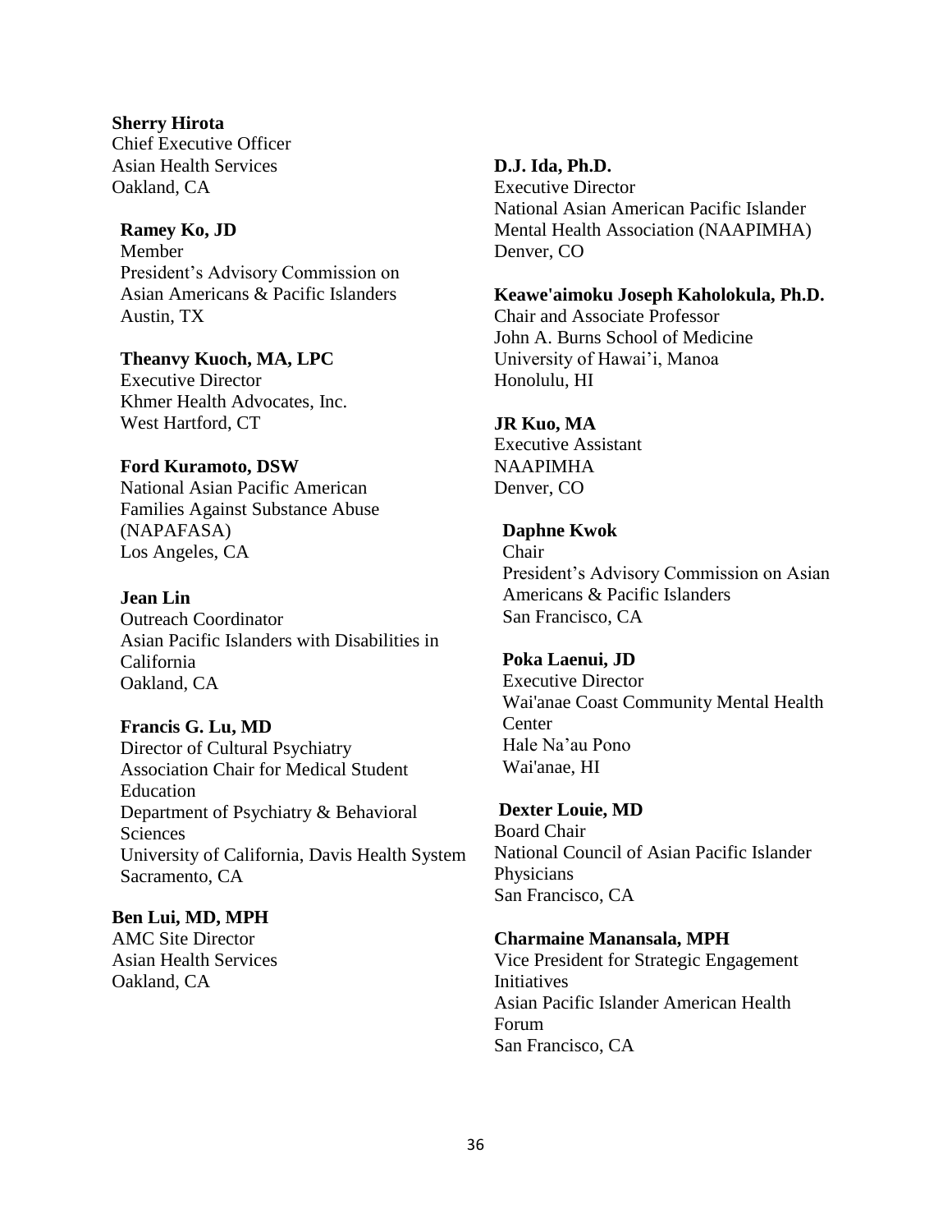**Sherry Hirota**
Chief Executive Officer
Asian Health Services
Oakland, CA

**Ramey Ko, JD**
Member
President's Advisory Commission on Asian Americans & Pacific Islanders
Austin, TX

**Theanvy Kuoch, MA, LPC**
Executive Director
Khmer Health Advocates, Inc.
West Hartford, CT

**Ford Kuramoto, DSW**
National Asian Pacific American Families Against Substance Abuse (NAPAFASA)
Los Angeles, CA

**Jean Lin**
Outreach Coordinator
Asian Pacific Islanders with Disabilities in California
Oakland, CA

**Francis G. Lu, MD**
Director of Cultural Psychiatry
Association Chair for Medical Student Education
Department of Psychiatry & Behavioral Sciences
University of California, Davis Health System
Sacramento, CA

**Ben Lui, MD, MPH**
AMC Site Director
Asian Health Services
Oakland, CA

**D.J. Ida, Ph.D.**
Executive Director
National Asian American Pacific Islander Mental Health Association (NAAPIMHA)
Denver, CO

**Keawe'aimoku Joseph Kaholokula, Ph.D.**
Chair and Associate Professor
John A. Burns School of Medicine
University of Hawai'i, Manoa
Honolulu, HI

**JR Kuo, MA**
Executive Assistant
NAAPIMHA
Denver, CO

**Daphne Kwok**
Chair
President's Advisory Commission on Asian Americans & Pacific Islanders
San Francisco, CA

**Poka Laenui, JD**
Executive Director
Wai'anae Coast Community Mental Health Center
Hale Na'au Pono
Wai'anae, HI

**Dexter Louie, MD**
Board Chair
National Council of Asian Pacific Islander Physicians
San Francisco, CA

**Charmaine Manansala, MPH**
Vice President for Strategic Engagement Initiatives
Asian Pacific Islander American Health Forum
San Francisco, CA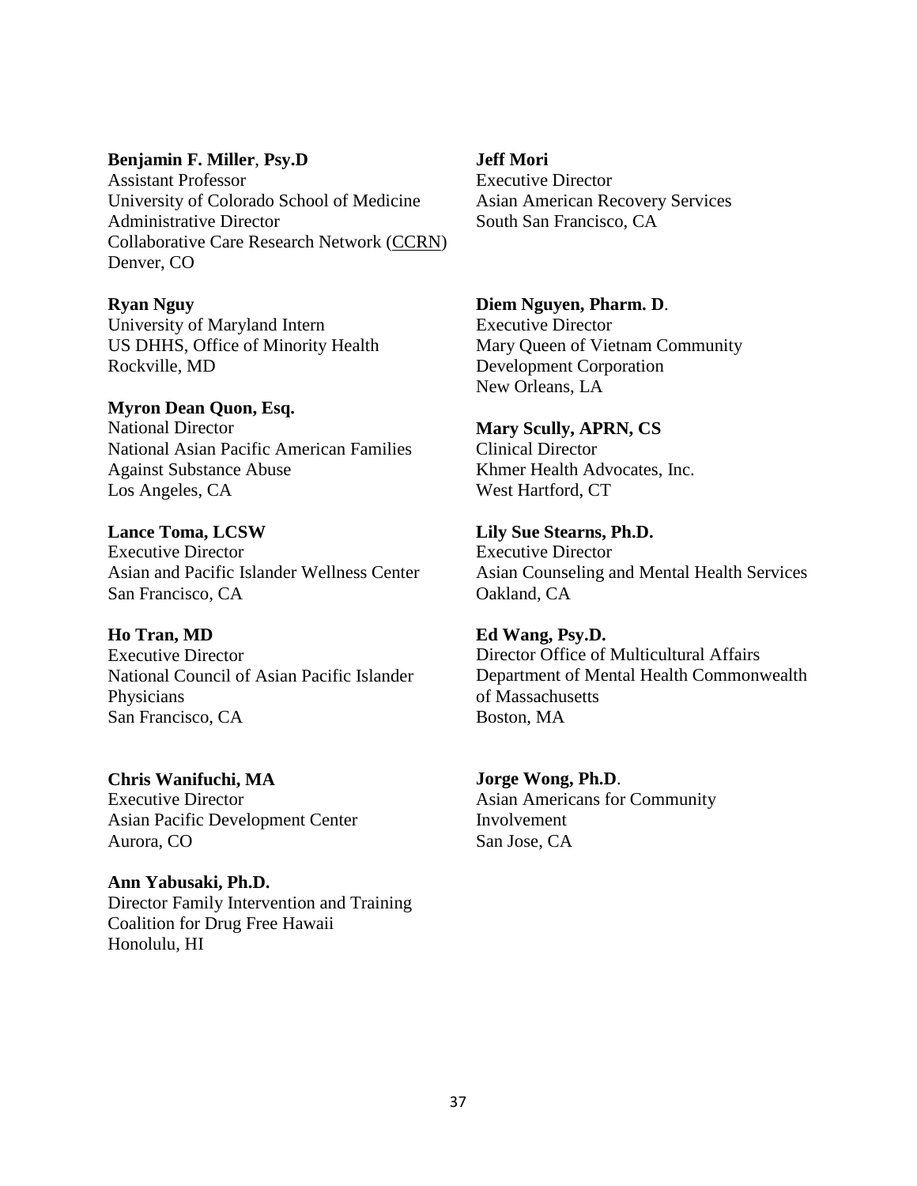**Benjamin F. Miller**, **Psy.D**
Assistant Professor
University of Colorado School of Medicine
Administrative Director
Collaborative Care Research Network (CCRN)
Denver, CO

**Jeff Mori**
Executive Director
Asian American Recovery Services
South San Francisco, CA

**Ryan Nguy**
University of Maryland Intern
US DHHS, Office of Minority Health
Rockville, MD

**Diem Nguyen, Pharm. D**.
Executive Director
Mary Queen of Vietnam Community
Development Corporation
New Orleans, LA

**Myron Dean Quon, Esq.**
National Director
National Asian Pacific American Families
Against Substance Abuse
Los Angeles, CA

**Mary Scully, APRN, CS**
Clinical Director
Khmer Health Advocates, Inc.
West Hartford, CT

**Lance Toma, LCSW**
Executive Director
Asian and Pacific Islander Wellness Center
San Francisco, CA

**Lily Sue Stearns, Ph.D.**
Executive Director
Asian Counseling and Mental Health Services
Oakland, CA

**Ho Tran, MD**
Executive Director
National Council of Asian Pacific Islander
Physicians
San Francisco, CA

**Ed Wang, Psy.D.**
Director Office of Multicultural Affairs
Department of Mental Health Commonwealth
of Massachusetts
Boston, MA

**Chris Wanifuchi, MA**
Executive Director
Asian Pacific Development Center
Aurora, CO

**Jorge Wong, Ph.D**.
Asian Americans for Community
Involvement
San Jose, CA

**Ann Yabusaki, Ph.D.**
Director Family Intervention and Training
Coalition for Drug Free Hawaii
Honolulu, HI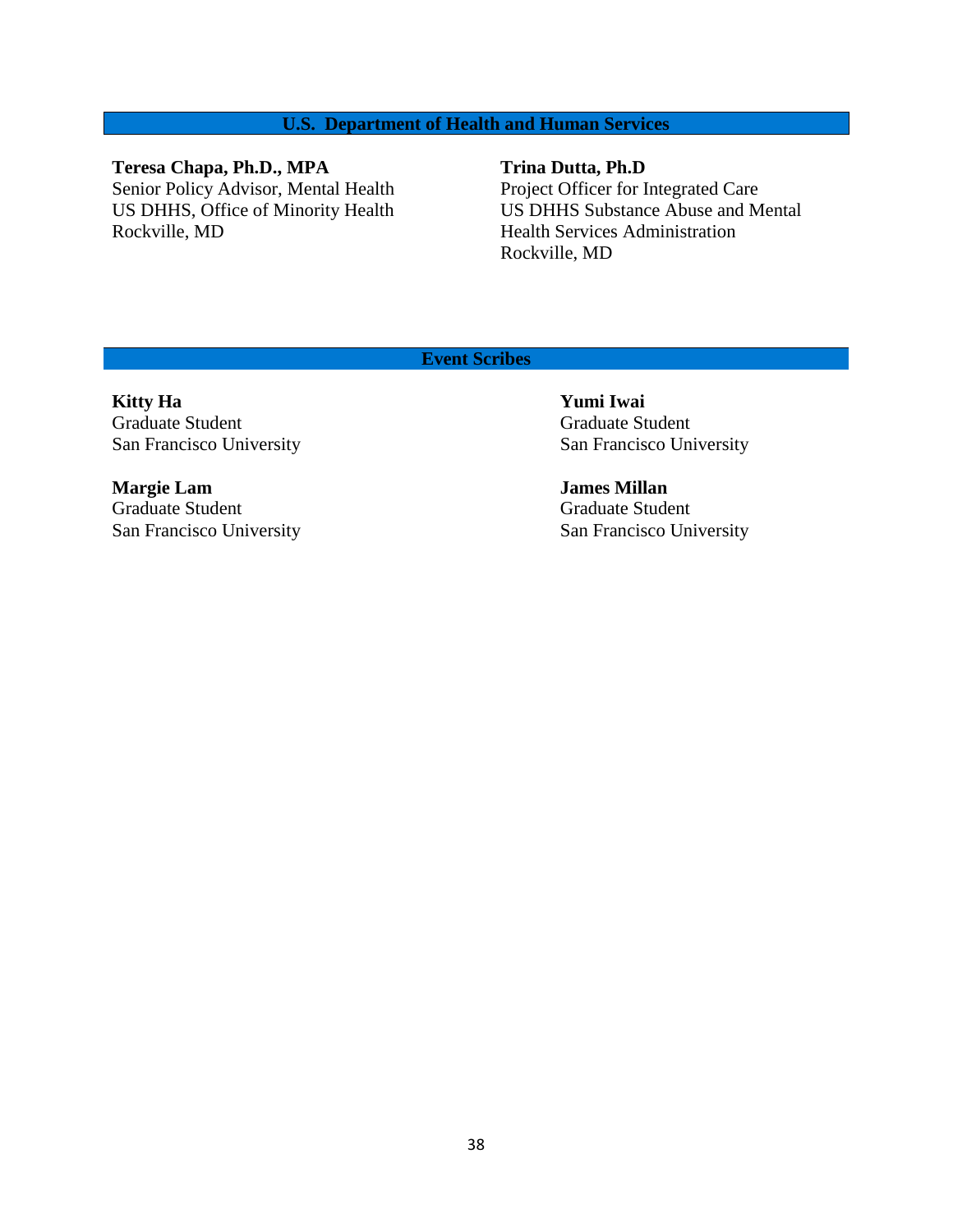## U.S. Department of Health and Human Services

**Teresa Chapa, Ph.D., MPA**
Senior Policy Advisor, Mental Health
US DHHS, Office of Minority Health
Rockville, MD

**Trina Dutta, Ph.D**
Project Officer for Integrated Care
US DHHS Substance Abuse and Mental Health Services Administration
Rockville, MD

## Event Scribes

**Kitty Ha**
Graduate Student
San Francisco University

**Yumi Iwai**
Graduate Student
San Francisco University

**Margie Lam**
Graduate Student
San Francisco University

**James Millan**
Graduate Student
San Francisco University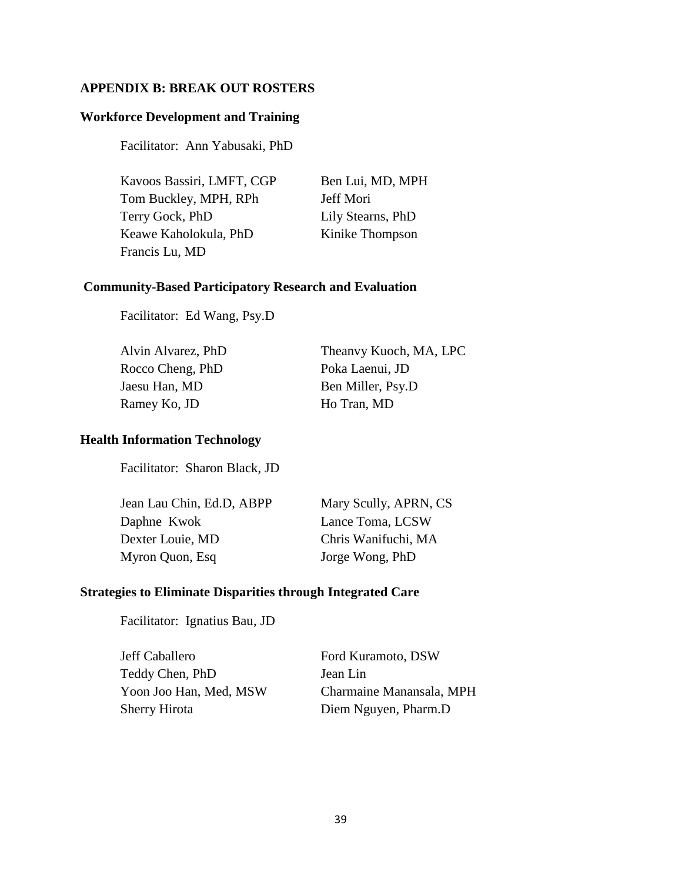## APPENDIX B: BREAK OUT ROSTERS

### Workforce Development and Training

Facilitator: Ann Yabusaki, PhD

Kavoos Bassiri, LMFT, CGP
Tom Buckley, MPH, RPh
Terry Gock, PhD
Keawe Kaholokula, PhD
Francis Lu, MD
Ben Lui, MD, MPH
Jeff Mori
Lily Stearns, PhD
Kinike Thompson

### Community-Based Participatory Research and Evaluation

Facilitator: Ed Wang, Psy.D

Alvin Alvarez, PhD
Rocco Cheng, PhD
Jaesu Han, MD
Ramey Ko, JD
Theanvy Kuoch, MA, LPC
Poka Laenui, JD
Ben Miller, Psy.D
Ho Tran, MD

### Health Information Technology

Facilitator: Sharon Black, JD

Jean Lau Chin, Ed.D, ABPP
Daphne Kwok
Dexter Louie, MD
Myron Quon, Esq
Mary Scully, APRN, CS
Lance Toma, LCSW
Chris Wanifuchi, MA
Jorge Wong, PhD

### Strategies to Eliminate Disparities through Integrated Care

Facilitator: Ignatius Bau, JD

Jeff Caballero
Teddy Chen, PhD
Yoon Joo Han, Med, MSW
Sherry Hirota
Ford Kuramoto, DSW
Jean Lin
Charmaine Manansala, MPH
Diem Nguyen, Pharm.D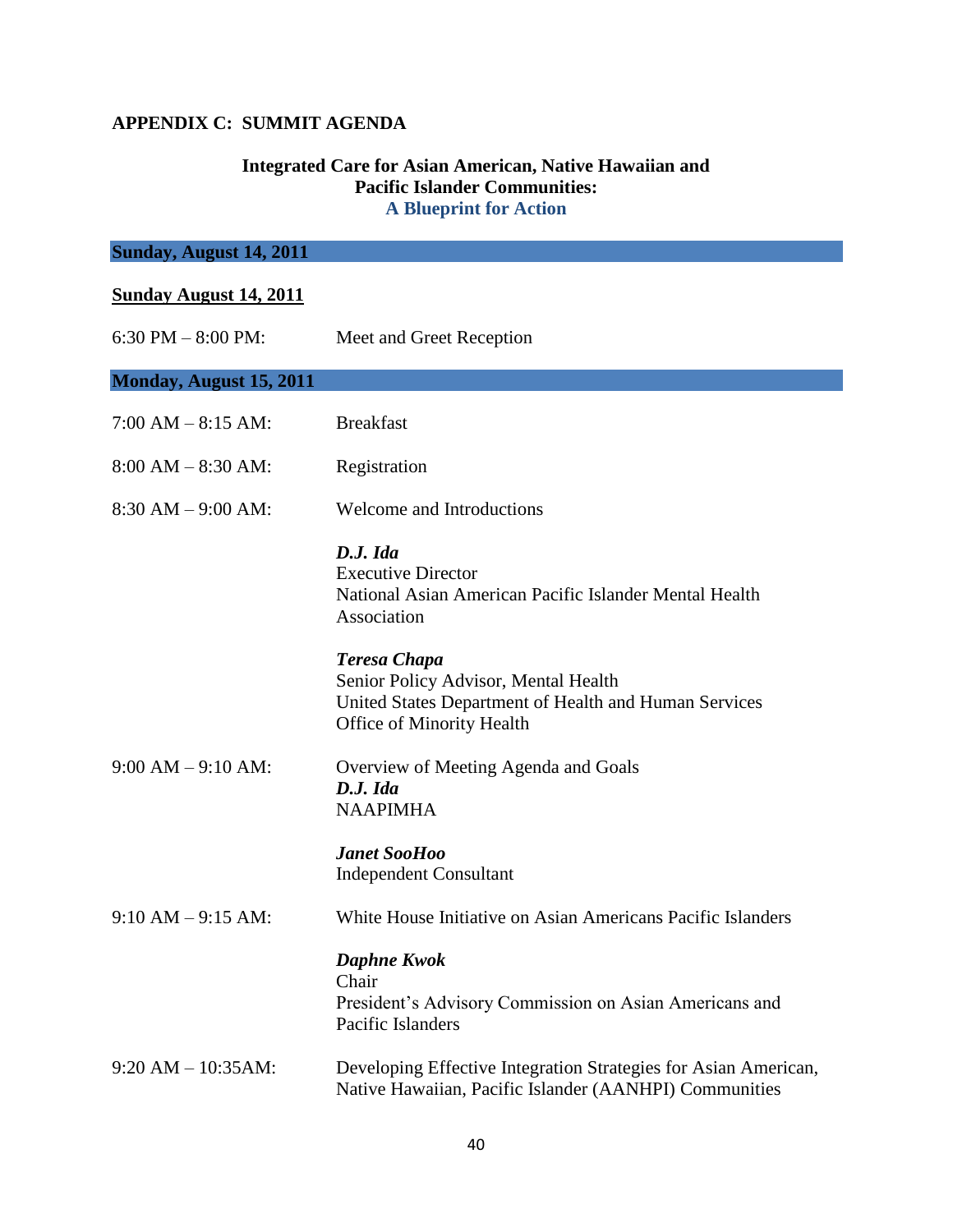## APPENDIX C: SUMMIT AGENDA

### Integrated Care for Asian American, Native Hawaiian and Pacific Islander Communities: A Blueprint for Action

**Sunday, August 14, 2011**

**Sunday August 14, 2011**

6:30 PM – 8:00 PM: Meet and Greet Reception

**Monday, August 15, 2011**

7:00 AM – 8:15 AM: Breakfast

8:00 AM – 8:30 AM: Registration

8:30 AM – 9:00 AM: Welcome and Introductions

***D.J. Ida***
Executive Director
National Asian American Pacific Islander Mental Health Association

***Teresa Chapa***
Senior Policy Advisor, Mental Health
United States Department of Health and Human Services
Office of Minority Health

9:00 AM – 9:10 AM: Overview of Meeting Agenda and Goals

***D.J. Ida***
NAAPIMHA

***Janet SooHoo***
Independent Consultant

9:10 AM – 9:15 AM: White House Initiative on Asian Americans Pacific Islanders

***Daphne Kwok***
Chair
President's Advisory Commission on Asian Americans and Pacific Islanders

9:20 AM – 10:35AM: Developing Effective Integration Strategies for Asian American, Native Hawaiian, Pacific Islander (AANHPI) Communities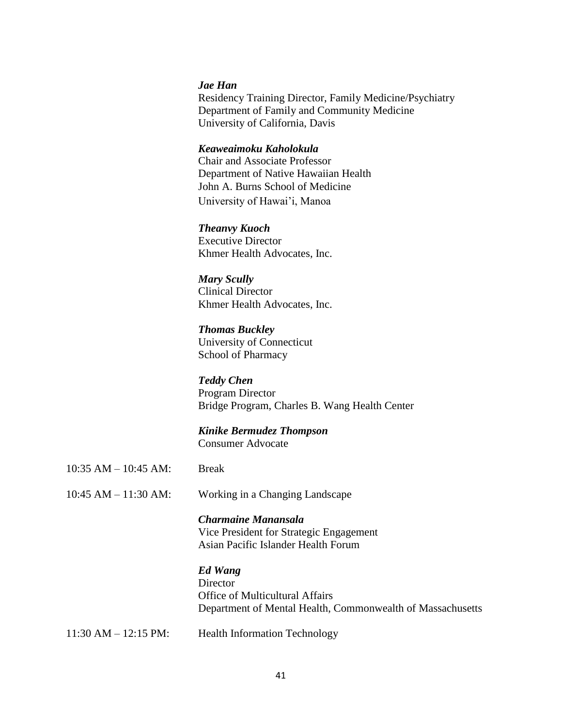***Jae Han***
Residency Training Director, Family Medicine/Psychiatry
Department of Family and Community Medicine
University of California, Davis

***Keaweaimoku Kaholokula***
Chair and Associate Professor
Department of Native Hawaiian Health
John A. Burns School of Medicine
University of Hawai'i, Manoa

***Theanvy Kuoch***
Executive Director
Khmer Health Advocates, Inc.

***Mary Scully***
Clinical Director
Khmer Health Advocates, Inc.

***Thomas Buckley***
University of Connecticut
School of Pharmacy

***Teddy Chen***
Program Director
Bridge Program, Charles B. Wang Health Center

***Kinike Bermudez Thompson***
Consumer Advocate

10:35 AM – 10:45 AM: Break

10:45 AM – 11:30 AM: Working in a Changing Landscape

***Charmaine Manansala***
Vice President for Strategic Engagement
Asian Pacific Islander Health Forum

***Ed Wang***
Director
Office of Multicultural Affairs
Department of Mental Health, Commonwealth of Massachusetts

11:30 AM – 12:15 PM: Health Information Technology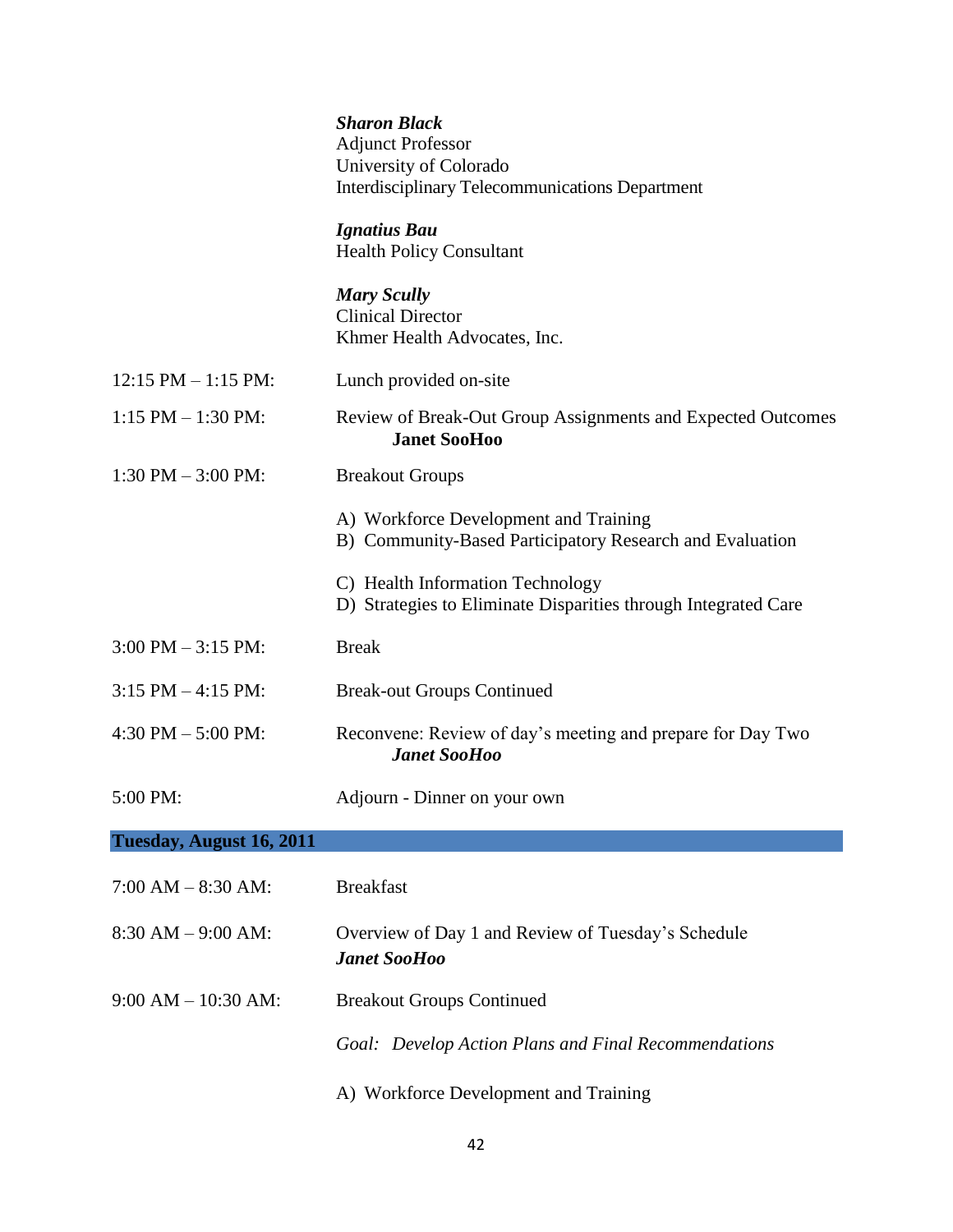***Sharon Black***
Adjunct Professor
University of Colorado
Interdisciplinary Telecommunications Department

***Ignatius Bau***
Health Policy Consultant

***Mary Scully***
Clinical Director
Khmer Health Advocates, Inc.

| | |
|---|---|
| 12:15 PM – 1:15 PM: | Lunch provided on-site |
| 1:15 PM – 1:30 PM: | Review of Break-Out Group Assignments and Expected Outcomes **Janet SooHoo** |
| 1:30 PM – 3:00 PM: | Breakout Groups<br>A) Workforce Development and Training<br>B) Community-Based Participatory Research and Evaluation<br>C) Health Information Technology<br>D) Strategies to Eliminate Disparities through Integrated Care |
| 3:00 PM – 3:15 PM: | Break |
| 3:15 PM – 4:15 PM: | Break-out Groups Continued |
| 4:30 PM – 5:00 PM: | Reconvene: Review of day's meeting and prepare for Day Two ***Janet SooHoo*** |
| 5:00 PM: | Adjourn - Dinner on your own |

## Tuesday, August 16, 2011

| | |
|---|---|
| 7:00 AM – 8:30 AM: | Breakfast |
| 8:30 AM – 9:00 AM: | Overview of Day 1 and Review of Tuesday's Schedule ***Janet SooHoo*** |
| 9:00 AM – 10:30 AM: | Breakout Groups Continued<br>*Goal: Develop Action Plans and Final Recommendations*<br>A) Workforce Development and Training |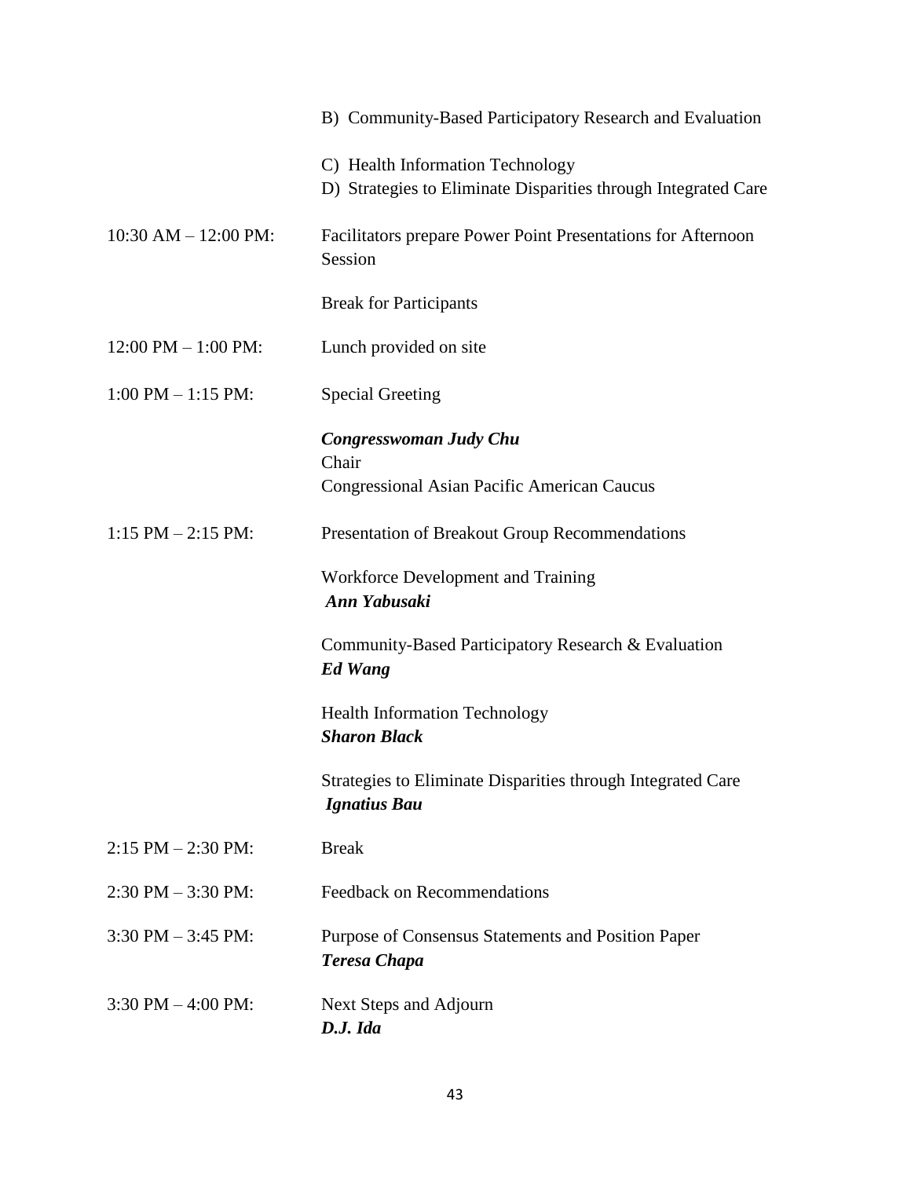B) Community-Based Participatory Research and Evaluation

C) Health Information Technology
D) Strategies to Eliminate Disparities through Integrated Care

10:30 AM – 12:00 PM: Facilitators prepare Power Point Presentations for Afternoon Session

Break for Participants

12:00 PM – 1:00 PM: Lunch provided on site

1:00 PM – 1:15 PM: Special Greeting

***Congresswoman Judy Chu***
Chair
Congressional Asian Pacific American Caucus

1:15 PM – 2:15 PM: Presentation of Breakout Group Recommendations

Workforce Development and Training
***Ann Yabusaki***

Community-Based Participatory Research & Evaluation
***Ed Wang***

Health Information Technology
***Sharon Black***

Strategies to Eliminate Disparities through Integrated Care
***Ignatius Bau***

2:15 PM – 2:30 PM: Break

2:30 PM – 3:30 PM: Feedback on Recommendations

3:30 PM – 3:45 PM: Purpose of Consensus Statements and Position Paper
***Teresa Chapa***

3:30 PM – 4:00 PM: Next Steps and Adjourn
***D.J. Ida***